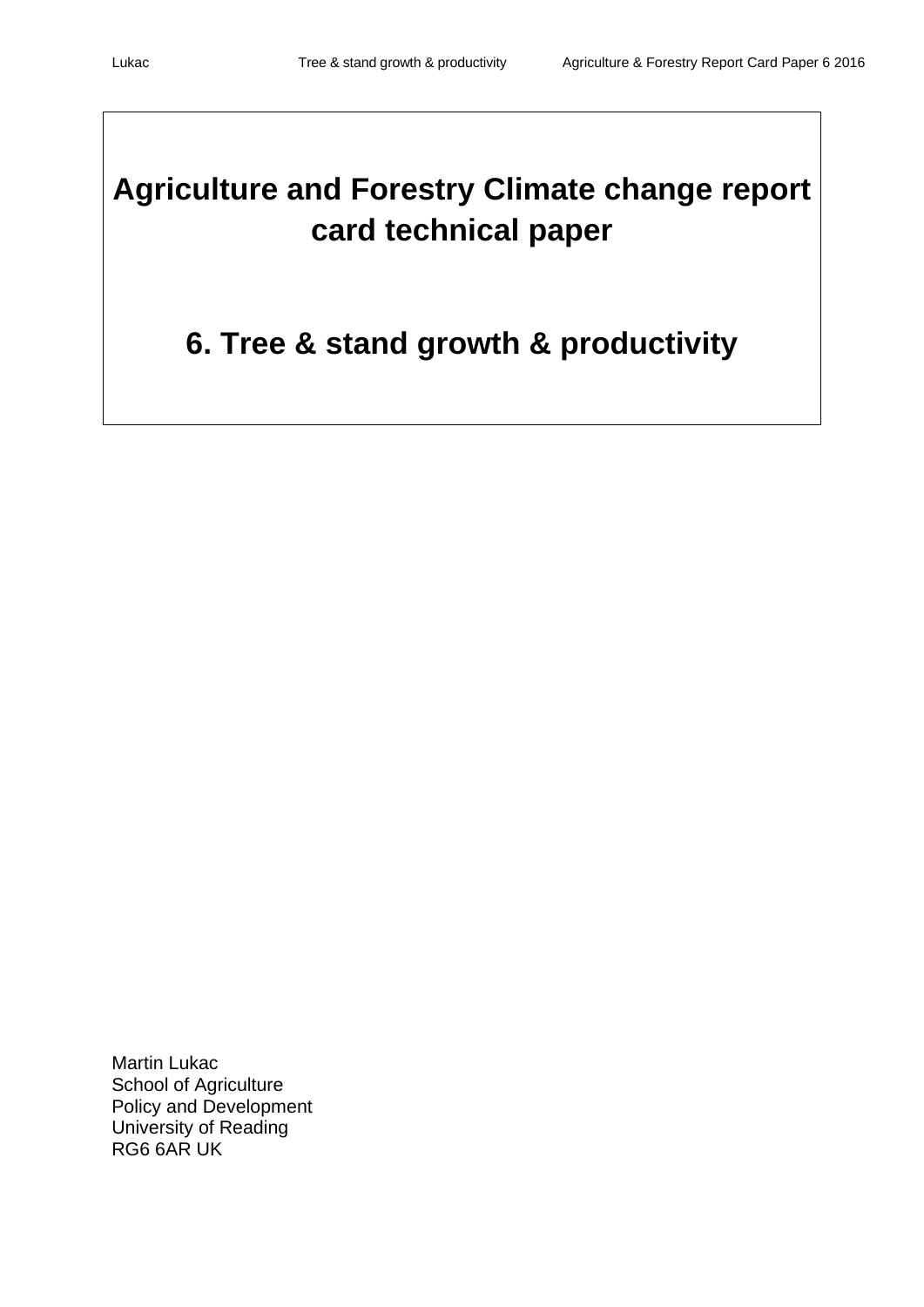# Agriculture and Forestry Climate change report card technical paper

# 6. Tree & stand growth & productivity

Martin Lukac
School of Agriculture
Policy and Development
University of Reading
RG6 6AR UK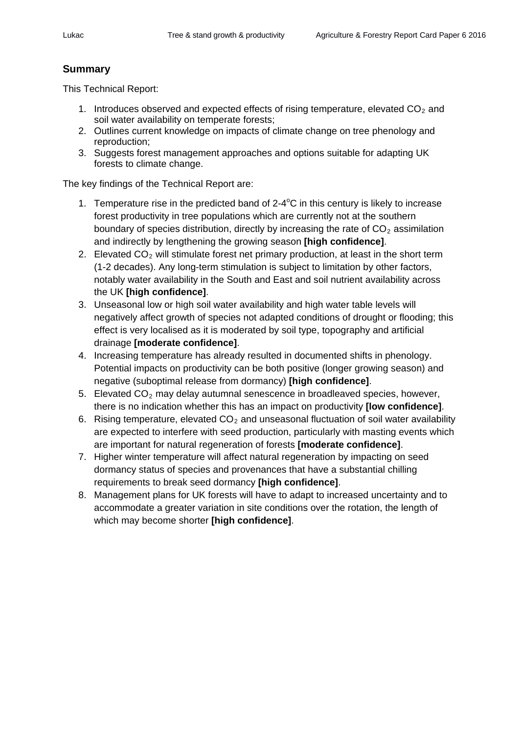## Summary

This Technical Report:

1. Introduces observed and expected effects of rising temperature, elevated $CO_2$ and soil water availability on temperate forests;
2. Outlines current knowledge on impacts of climate change on tree phenology and reproduction;
3. Suggests forest management approaches and options suitable for adapting UK forests to climate change.

The key findings of the Technical Report are:

1. Temperature rise in the predicted band of 2-4$^{o}$C in this century is likely to increase forest productivity in tree populations which are currently not at the southern boundary of species distribution, directly by increasing the rate of $CO_2$ assimilation and indirectly by lengthening the growing season **[high confidence]**.
2. Elevated $CO_2$ will stimulate forest net primary production, at least in the short term (1-2 decades). Any long-term stimulation is subject to limitation by other factors, notably water availability in the South and East and soil nutrient availability across the UK **[high confidence]**.
3. Unseasonal low or high soil water availability and high water table levels will negatively affect growth of species not adapted conditions of drought or flooding; this effect is very localised as it is moderated by soil type, topography and artificial drainage **[moderate confidence]**.
4. Increasing temperature has already resulted in documented shifts in phenology. Potential impacts on productivity can be both positive (longer growing season) and negative (suboptimal release from dormancy) **[high confidence]**.
5. Elevated $CO_2$ may delay autumnal senescence in broadleaved species, however, there is no indication whether this has an impact on productivity **[low confidence]**.
6. Rising temperature, elevated $CO_2$ and unseasonal fluctuation of soil water availability are expected to interfere with seed production, particularly with masting events which are important for natural regeneration of forests **[moderate confidence]**.
7. Higher winter temperature will affect natural regeneration by impacting on seed dormancy status of species and provenances that have a substantial chilling requirements to break seed dormancy **[high confidence]**.
8. Management plans for UK forests will have to adapt to increased uncertainty and to accommodate a greater variation in site conditions over the rotation, the length of which may become shorter **[high confidence]**.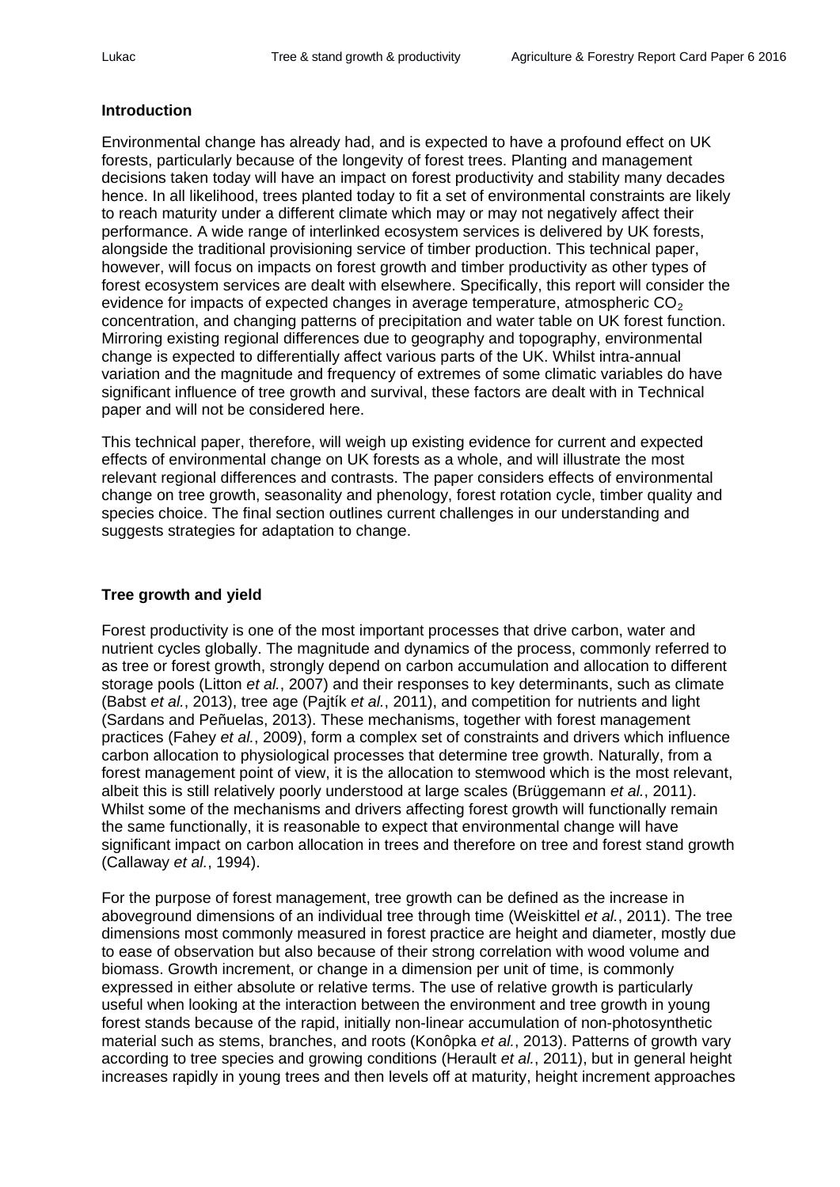## Introduction

Environmental change has already had, and is expected to have a profound effect on UK forests, particularly because of the longevity of forest trees. Planting and management decisions taken today will have an impact on forest productivity and stability many decades hence. In all likelihood, trees planted today to fit a set of environmental constraints are likely to reach maturity under a different climate which may or may not negatively affect their performance. A wide range of interlinked ecosystem services is delivered by UK forests, alongside the traditional provisioning service of timber production. This technical paper, however, will focus on impacts on forest growth and timber productivity as other types of forest ecosystem services are dealt with elsewhere. Specifically, this report will consider the evidence for impacts of expected changes in average temperature, atmospheric $CO_2$ concentration, and changing patterns of precipitation and water table on UK forest function. Mirroring existing regional differences due to geography and topography, environmental change is expected to differentially affect various parts of the UK. Whilst intra-annual variation and the magnitude and frequency of extremes of some climatic variables do have significant influence of tree growth and survival, these factors are dealt with in Technical paper and will not be considered here.

This technical paper, therefore, will weigh up existing evidence for current and expected effects of environmental change on UK forests as a whole, and will illustrate the most relevant regional differences and contrasts. The paper considers effects of environmental change on tree growth, seasonality and phenology, forest rotation cycle, timber quality and species choice. The final section outlines current challenges in our understanding and suggests strategies for adaptation to change.

## Tree growth and yield

Forest productivity is one of the most important processes that drive carbon, water and nutrient cycles globally. The magnitude and dynamics of the process, commonly referred to as tree or forest growth, strongly depend on carbon accumulation and allocation to different storage pools (Litton *et al.*, 2007) and their responses to key determinants, such as climate (Babst *et al.*, 2013), tree age (Pajtík *et al.*, 2011), and competition for nutrients and light (Sardans and Peñuelas, 2013). These mechanisms, together with forest management practices (Fahey *et al.*, 2009), form a complex set of constraints and drivers which influence carbon allocation to physiological processes that determine tree growth. Naturally, from a forest management point of view, it is the allocation to stemwood which is the most relevant, albeit this is still relatively poorly understood at large scales (Brüggemann *et al.*, 2011). Whilst some of the mechanisms and drivers affecting forest growth will functionally remain the same functionally, it is reasonable to expect that environmental change will have significant impact on carbon allocation in trees and therefore on tree and forest stand growth (Callaway *et al.*, 1994).

For the purpose of forest management, tree growth can be defined as the increase in aboveground dimensions of an individual tree through time (Weiskittel *et al.*, 2011). The tree dimensions most commonly measured in forest practice are height and diameter, mostly due to ease of observation but also because of their strong correlation with wood volume and biomass. Growth increment, or change in a dimension per unit of time, is commonly expressed in either absolute or relative terms. The use of relative growth is particularly useful when looking at the interaction between the environment and tree growth in young forest stands because of the rapid, initially non-linear accumulation of non-photosynthetic material such as stems, branches, and roots (Konôpka *et al.*, 2013). Patterns of growth vary according to tree species and growing conditions (Herault *et al.*, 2011), but in general height increases rapidly in young trees and then levels off at maturity, height increment approaches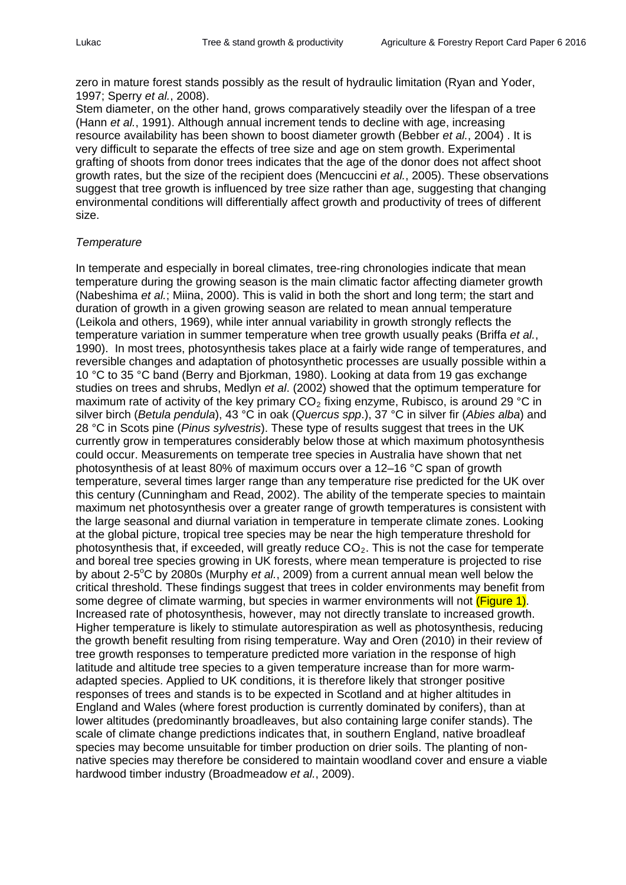zero in mature forest stands possibly as the result of hydraulic limitation (Ryan and Yoder, 1997; Sperry *et al.*, 2008).
Stem diameter, on the other hand, grows comparatively steadily over the lifespan of a tree (Hann *et al.*, 1991). Although annual increment tends to decline with age, increasing resource availability has been shown to boost diameter growth (Bebber *et al.*, 2004) . It is very difficult to separate the effects of tree size and age on stem growth. Experimental grafting of shoots from donor trees indicates that the age of the donor does not affect shoot growth rates, but the size of the recipient does (Mencuccini *et al.*, 2005). These observations suggest that tree growth is influenced by tree size rather than age, suggesting that changing environmental conditions will differentially affect growth and productivity of trees of different size.

*Temperature*

In temperate and especially in boreal climates, tree-ring chronologies indicate that mean temperature during the growing season is the main climatic factor affecting diameter growth (Nabeshima *et al.*; Miina, 2000). This is valid in both the short and long term; the start and duration of growth in a given growing season are related to mean annual temperature (Leikola and others, 1969), while inter annual variability in growth strongly reflects the temperature variation in summer temperature when tree growth usually peaks (Briffa *et al.*, 1990). In most trees, photosynthesis takes place at a fairly wide range of temperatures, and reversible changes and adaptation of photosynthetic processes are usually possible within a 10 °C to 35 °C band (Berry and Bjorkman, 1980). Looking at data from 19 gas exchange studies on trees and shrubs, Medlyn *et al*. (2002) showed that the optimum temperature for maximum rate of activity of the key primary $CO_2$ fixing enzyme, Rubisco, is around 29 °C in silver birch (*Betula pendula*), 43 °C in oak (*Quercus spp*.), 37 °C in silver fir (*Abies alba*) and 28 °C in Scots pine (*Pinus sylvestris*). These type of results suggest that trees in the UK currently grow in temperatures considerably below those at which maximum photosynthesis could occur. Measurements on temperate tree species in Australia have shown that net photosynthesis of at least 80% of maximum occurs over a 12–16 °C span of growth temperature, several times larger range than any temperature rise predicted for the UK over this century (Cunningham and Read, 2002). The ability of the temperate species to maintain maximum net photosynthesis over a greater range of growth temperatures is consistent with the large seasonal and diurnal variation in temperature in temperate climate zones. Looking at the global picture, tropical tree species may be near the high temperature threshold for photosynthesis that, if exceeded, will greatly reduce $CO_2$. This is not the case for temperate and boreal tree species growing in UK forests, where mean temperature is projected to rise by about 2-5°C by 2080s (Murphy *et al.*, 2009) from a current annual mean well below the critical threshold. These findings suggest that trees in colder environments may benefit from some degree of climate warming, but species in warmer environments will not (Figure 1). Increased rate of photosynthesis, however, may not directly translate to increased growth. Higher temperature is likely to stimulate autorespiration as well as photosynthesis, reducing the growth benefit resulting from rising temperature. Way and Oren (2010) in their review of tree growth responses to temperature predicted more variation in the response of high latitude and altitude tree species to a given temperature increase than for more warm-adapted species. Applied to UK conditions, it is therefore likely that stronger positive responses of trees and stands is to be expected in Scotland and at higher altitudes in England and Wales (where forest production is currently dominated by conifers), than at lower altitudes (predominantly broadleaves, but also containing large conifer stands). The scale of climate change predictions indicates that, in southern England, native broadleaf species may become unsuitable for timber production on drier soils. The planting of non-native species may therefore be considered to maintain woodland cover and ensure a viable hardwood timber industry (Broadmeadow *et al.*, 2009).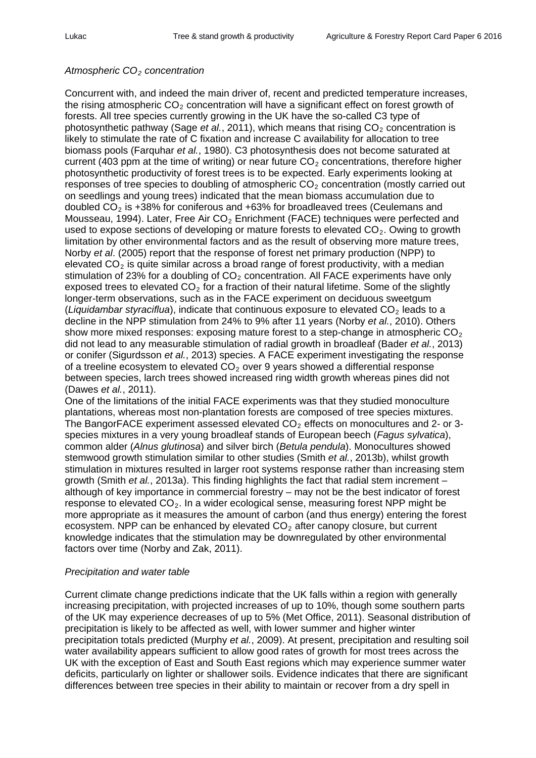*Atmospheric $CO_2$ concentration*

Concurrent with, and indeed the main driver of, recent and predicted temperature increases, the rising atmospheric $CO_2$ concentration will have a significant effect on forest growth of forests. All tree species currently growing in the UK have the so-called C3 type of photosynthetic pathway (Sage *et al.*, 2011), which means that rising $CO_2$ concentration is likely to stimulate the rate of C fixation and increase C availability for allocation to tree biomass pools (Farquhar *et al.*, 1980). C3 photosynthesis does not become saturated at current (403 ppm at the time of writing) or near future $CO_2$ concentrations, therefore higher photosynthetic productivity of forest trees is to be expected. Early experiments looking at responses of tree species to doubling of atmospheric $CO_2$ concentration (mostly carried out on seedlings and young trees) indicated that the mean biomass accumulation due to doubled $CO_2$ is +38% for coniferous and +63% for broadleaved trees (Ceulemans and Mousseau, 1994). Later, Free Air $CO_2$ Enrichment (FACE) techniques were perfected and used to expose sections of developing or mature forests to elevated $CO_2$. Owing to growth limitation by other environmental factors and as the result of observing more mature trees, Norby *et al*. (2005) report that the response of forest net primary production (NPP) to elevated $CO_2$ is quite similar across a broad range of forest productivity, with a median stimulation of 23% for a doubling of $CO_2$ concentration. All FACE experiments have only exposed trees to elevated $CO_2$ for a fraction of their natural lifetime. Some of the slightly longer-term observations, such as in the FACE experiment on deciduous sweetgum (*Liquidambar styraciflua*), indicate that continuous exposure to elevated $CO_2$ leads to a decline in the NPP stimulation from 24% to 9% after 11 years (Norby *et al.*, 2010). Others show more mixed responses: exposing mature forest to a step-change in atmospheric $CO_2$ did not lead to any measurable stimulation of radial growth in broadleaf (Bader *et al.*, 2013) or conifer (Sigurdsson *et al.*, 2013) species. A FACE experiment investigating the response of a treeline ecosystem to elevated $CO_2$ over 9 years showed a differential response between species, larch trees showed increased ring width growth whereas pines did not (Dawes *et al.*, 2011).

One of the limitations of the initial FACE experiments was that they studied monoculture plantations, whereas most non-plantation forests are composed of tree species mixtures. The BangorFACE experiment assessed elevated $CO_2$ effects on monocultures and 2- or 3-species mixtures in a very young broadleaf stands of European beech (*Fagus sylvatica*), common alder (*Alnus glutinosa*) and silver birch (*Betula pendula*). Monocultures showed stemwood growth stimulation similar to other studies (Smith *et al.*, 2013b), whilst growth stimulation in mixtures resulted in larger root systems response rather than increasing stem growth (Smith *et al.*, 2013a). This finding highlights the fact that radial stem increment – although of key importance in commercial forestry – may not be the best indicator of forest response to elevated $CO_2$. In a wider ecological sense, measuring forest NPP might be more appropriate as it measures the amount of carbon (and thus energy) entering the forest ecosystem. NPP can be enhanced by elevated $CO_2$ after canopy closure, but current knowledge indicates that the stimulation may be downregulated by other environmental factors over time (Norby and Zak, 2011).

*Precipitation and water table*

Current climate change predictions indicate that the UK falls within a region with generally increasing precipitation, with projected increases of up to 10%, though some southern parts of the UK may experience decreases of up to 5% (Met Office, 2011). Seasonal distribution of precipitation is likely to be affected as well, with lower summer and higher winter precipitation totals predicted (Murphy *et al.*, 2009). At present, precipitation and resulting soil water availability appears sufficient to allow good rates of growth for most trees across the UK with the exception of East and South East regions which may experience summer water deficits, particularly on lighter or shallower soils. Evidence indicates that there are significant differences between tree species in their ability to maintain or recover from a dry spell in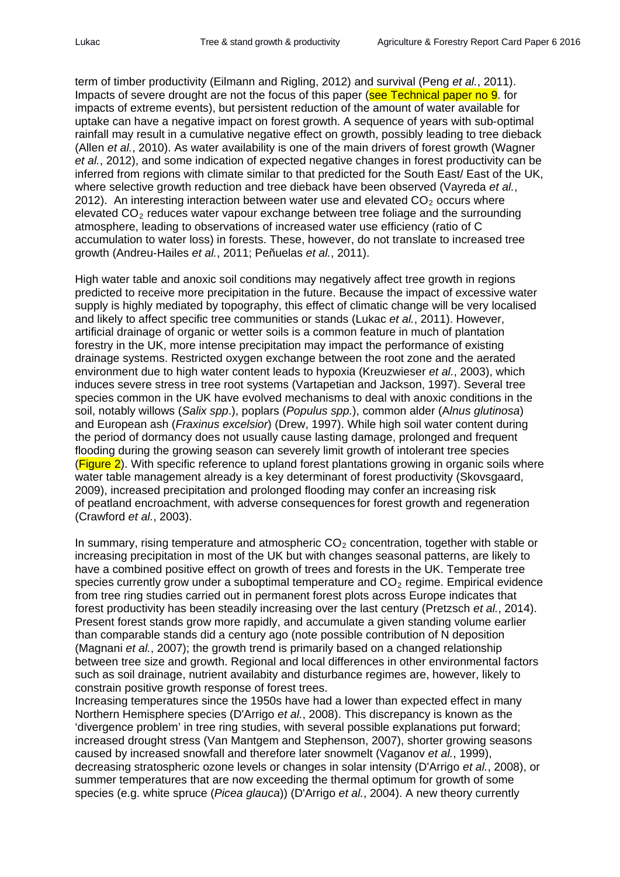term of timber productivity (Eilmann and Rigling, 2012) and survival (Peng *et al.*, 2011). Impacts of severe drought are not the focus of this paper (see Technical paper no 9. for impacts of extreme events), but persistent reduction of the amount of water available for uptake can have a negative impact on forest growth. A sequence of years with sub-optimal rainfall may result in a cumulative negative effect on growth, possibly leading to tree dieback (Allen *et al.*, 2010). As water availability is one of the main drivers of forest growth (Wagner *et al.*, 2012), and some indication of expected negative changes in forest productivity can be inferred from regions with climate similar to that predicted for the South East/ East of the UK, where selective growth reduction and tree dieback have been observed (Vayreda *et al.*, 2012). An interesting interaction between water use and elevated $CO_2$ occurs where elevated $CO_2$ reduces water vapour exchange between tree foliage and the surrounding atmosphere, leading to observations of increased water use efficiency (ratio of C accumulation to water loss) in forests. These, however, do not translate to increased tree growth (Andreu-Hailes *et al.*, 2011; Peñuelas *et al.*, 2011).

High water table and anoxic soil conditions may negatively affect tree growth in regions predicted to receive more precipitation in the future. Because the impact of excessive water supply is highly mediated by topography, this effect of climatic change will be very localised and likely to affect specific tree communities or stands (Lukac *et al.*, 2011). However, artificial drainage of organic or wetter soils is a common feature in much of plantation forestry in the UK, more intense precipitation may impact the performance of existing drainage systems. Restricted oxygen exchange between the root zone and the aerated environment due to high water content leads to hypoxia (Kreuzwieser *et al.*, 2003), which induces severe stress in tree root systems (Vartapetian and Jackson, 1997). Several tree species common in the UK have evolved mechanisms to deal with anoxic conditions in the soil, notably willows (*Salix spp*.), poplars (*Populus spp.*), common alder (A*lnus glutinosa*) and European ash (*Fraxinus excelsior*) (Drew, 1997). While high soil water content during the period of dormancy does not usually cause lasting damage, prolonged and frequent flooding during the growing season can severely limit growth of intolerant tree species (Figure 2). With specific reference to upland forest plantations growing in organic soils where water table management already is a key determinant of forest productivity (Skovsgaard, 2009), increased precipitation and prolonged flooding may confer an increasing risk of peatland encroachment, with adverse consequences for forest growth and regeneration (Crawford *et al.*, 2003).

In summary, rising temperature and atmospheric $CO_2$ concentration, together with stable or increasing precipitation in most of the UK but with changes seasonal patterns, are likely to have a combined positive effect on growth of trees and forests in the UK. Temperate tree species currently grow under a suboptimal temperature and $CO_2$ regime. Empirical evidence from tree ring studies carried out in permanent forest plots across Europe indicates that forest productivity has been steadily increasing over the last century (Pretzsch *et al.*, 2014). Present forest stands grow more rapidly, and accumulate a given standing volume earlier than comparable stands did a century ago (note possible contribution of N deposition (Magnani *et al.*, 2007); the growth trend is primarily based on a changed relationship between tree size and growth. Regional and local differences in other environmental factors such as soil drainage, nutrient availabity and disturbance regimes are, however, likely to constrain positive growth response of forest trees.

Increasing temperatures since the 1950s have had a lower than expected effect in many Northern Hemisphere species (D'Arrigo *et al.*, 2008). This discrepancy is known as the 'divergence problem' in tree ring studies, with several possible explanations put forward; increased drought stress (Van Mantgem and Stephenson, 2007), shorter growing seasons caused by increased snowfall and therefore later snowmelt (Vaganov *et al.*, 1999), decreasing stratospheric ozone levels or changes in solar intensity (D'Arrigo *et al.*, 2008), or summer temperatures that are now exceeding the thermal optimum for growth of some species (e.g. white spruce (*Picea glauca*)) (D'Arrigo *et al.*, 2004). A new theory currently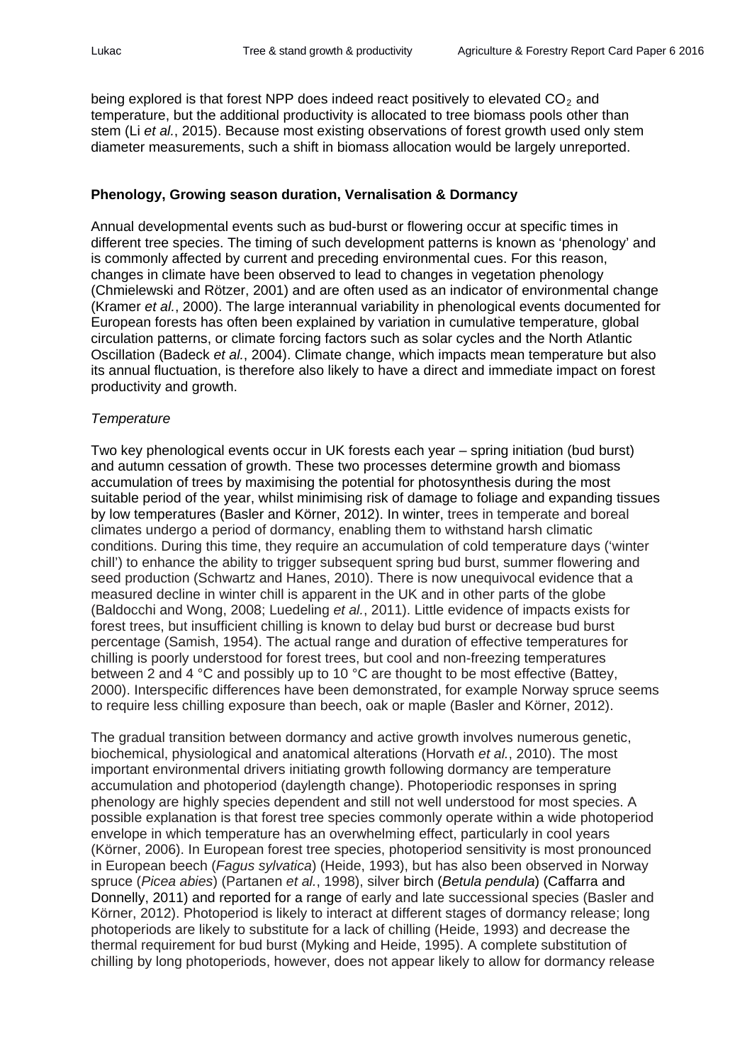being explored is that forest NPP does indeed react positively to elevated $CO_2$ and temperature, but the additional productivity is allocated to tree biomass pools other than stem (Li *et al.*, 2015). Because most existing observations of forest growth used only stem diameter measurements, such a shift in biomass allocation would be largely unreported.

## Phenology, Growing season duration, Vernalisation & Dormancy

Annual developmental events such as bud-burst or flowering occur at specific times in different tree species. The timing of such development patterns is known as 'phenology' and is commonly affected by current and preceding environmental cues. For this reason, changes in climate have been observed to lead to changes in vegetation phenology (Chmielewski and Rötzer, 2001) and are often used as an indicator of environmental change (Kramer *et al.*, 2000). The large interannual variability in phenological events documented for European forests has often been explained by variation in cumulative temperature, global circulation patterns, or climate forcing factors such as solar cycles and the North Atlantic Oscillation (Badeck *et al.*, 2004). Climate change, which impacts mean temperature but also its annual fluctuation, is therefore also likely to have a direct and immediate impact on forest productivity and growth.

### *Temperature*

Two key phenological events occur in UK forests each year – spring initiation (bud burst) and autumn cessation of growth. These two processes determine growth and biomass accumulation of trees by maximising the potential for photosynthesis during the most suitable period of the year, whilst minimising risk of damage to foliage and expanding tissues by low temperatures (Basler and Körner, 2012). In winter, trees in temperate and boreal climates undergo a period of dormancy, enabling them to withstand harsh climatic conditions. During this time, they require an accumulation of cold temperature days ('winter chill') to enhance the ability to trigger subsequent spring bud burst, summer flowering and seed production (Schwartz and Hanes, 2010). There is now unequivocal evidence that a measured decline in winter chill is apparent in the UK and in other parts of the globe (Baldocchi and Wong, 2008; Luedeling *et al.*, 2011). Little evidence of impacts exists for forest trees, but insufficient chilling is known to delay bud burst or decrease bud burst percentage (Samish, 1954). The actual range and duration of effective temperatures for chilling is poorly understood for forest trees, but cool and non-freezing temperatures between 2 and 4 °C and possibly up to 10 °C are thought to be most effective (Battey, 2000). Interspecific differences have been demonstrated, for example Norway spruce seems to require less chilling exposure than beech, oak or maple (Basler and Körner, 2012).

The gradual transition between dormancy and active growth involves numerous genetic, biochemical, physiological and anatomical alterations (Horvath *et al.*, 2010). The most important environmental drivers initiating growth following dormancy are temperature accumulation and photoperiod (daylength change). Photoperiodic responses in spring phenology are highly species dependent and still not well understood for most species. A possible explanation is that forest tree species commonly operate within a wide photoperiod envelope in which temperature has an overwhelming effect, particularly in cool years (Körner, 2006). In European forest tree species, photoperiod sensitivity is most pronounced in European beech (*Fagus sylvatica*) (Heide, 1993), but has also been observed in Norway spruce (*Picea abies*) (Partanen *et al.*, 1998), silver birch (*Betula pendula*) (Caffarra and Donnelly, 2011) and reported for a range of early and late successional species (Basler and Körner, 2012). Photoperiod is likely to interact at different stages of dormancy release; long photoperiods are likely to substitute for a lack of chilling (Heide, 1993) and decrease the thermal requirement for bud burst (Myking and Heide, 1995). A complete substitution of chilling by long photoperiods, however, does not appear likely to allow for dormancy release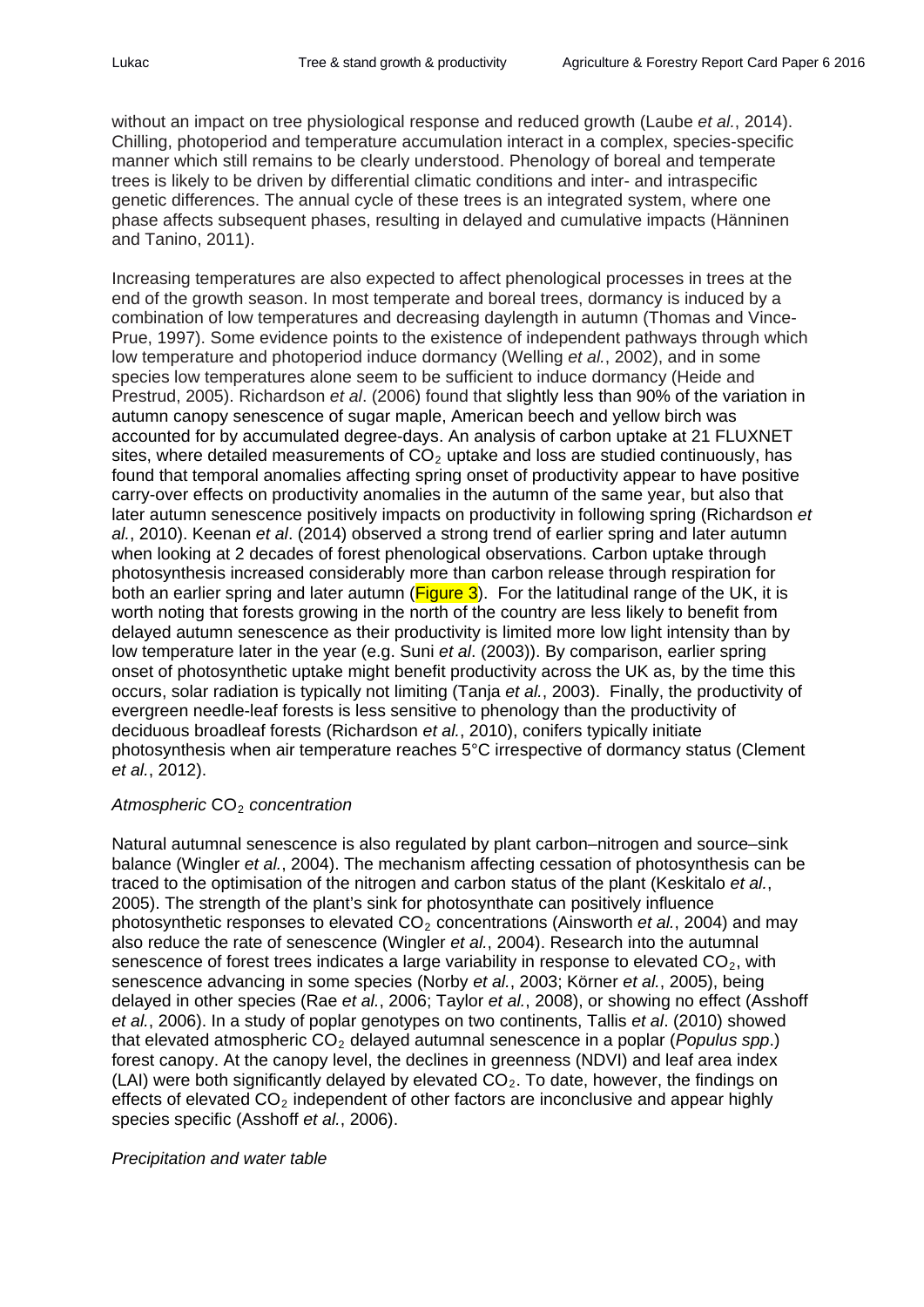without an impact on tree physiological response and reduced growth (Laube *et al.*, 2014). Chilling, photoperiod and temperature accumulation interact in a complex, species-specific manner which still remains to be clearly understood. Phenology of boreal and temperate trees is likely to be driven by differential climatic conditions and inter- and intraspecific genetic differences. The annual cycle of these trees is an integrated system, where one phase affects subsequent phases, resulting in delayed and cumulative impacts (Hänninen and Tanino, 2011).

Increasing temperatures are also expected to affect phenological processes in trees at the end of the growth season. In most temperate and boreal trees, dormancy is induced by a combination of low temperatures and decreasing daylength in autumn (Thomas and Vince-Prue, 1997). Some evidence points to the existence of independent pathways through which low temperature and photoperiod induce dormancy (Welling *et al.*, 2002), and in some species low temperatures alone seem to be sufficient to induce dormancy (Heide and Prestrud, 2005). Richardson *et al*. (2006) found that slightly less than 90% of the variation in autumn canopy senescence of sugar maple, American beech and yellow birch was accounted for by accumulated degree-days. An analysis of carbon uptake at 21 FLUXNET sites, where detailed measurements of $CO_2$ uptake and loss are studied continuously, has found that temporal anomalies affecting spring onset of productivity appear to have positive carry-over effects on productivity anomalies in the autumn of the same year, but also that later autumn senescence positively impacts on productivity in following spring (Richardson *et al.*, 2010). Keenan *et al*. (2014) observed a strong trend of earlier spring and later autumn when looking at 2 decades of forest phenological observations. Carbon uptake through photosynthesis increased considerably more than carbon release through respiration for both an earlier spring and later autumn (Figure 3). For the latitudinal range of the UK, it is worth noting that forests growing in the north of the country are less likely to benefit from delayed autumn senescence as their productivity is limited more low light intensity than by low temperature later in the year (e.g. Suni *et al*. (2003)). By comparison, earlier spring onset of photosynthetic uptake might benefit productivity across the UK as, by the time this occurs, solar radiation is typically not limiting (Tanja *et al.*, 2003). Finally, the productivity of evergreen needle-leaf forests is less sensitive to phenology than the productivity of deciduous broadleaf forests (Richardson *et al.*, 2010), conifers typically initiate photosynthesis when air temperature reaches 5°C irrespective of dormancy status (Clement *et al.*, 2012).

*Atmospheric $CO_2$ concentration*

Natural autumnal senescence is also regulated by plant carbon–nitrogen and source–sink balance (Wingler *et al.*, 2004). The mechanism affecting cessation of photosynthesis can be traced to the optimisation of the nitrogen and carbon status of the plant (Keskitalo *et al.*, 2005). The strength of the plant's sink for photosynthate can positively influence photosynthetic responses to elevated $CO_2$ concentrations (Ainsworth *et al.*, 2004) and may also reduce the rate of senescence (Wingler *et al.*, 2004). Research into the autumnal senescence of forest trees indicates a large variability in response to elevated $CO_2$, with senescence advancing in some species (Norby *et al.*, 2003; Körner *et al.*, 2005), being delayed in other species (Rae *et al.*, 2006; Taylor *et al.*, 2008), or showing no effect (Asshoff *et al.*, 2006). In a study of poplar genotypes on two continents, Tallis *et al*. (2010) showed that elevated atmospheric $CO_2$ delayed autumnal senescence in a poplar (*Populus spp*.) forest canopy. At the canopy level, the declines in greenness (NDVI) and leaf area index (LAI) were both significantly delayed by elevated $CO_2$. To date, however, the findings on effects of elevated $CO_2$ independent of other factors are inconclusive and appear highly species specific (Asshoff *et al.*, 2006).

*Precipitation and water table*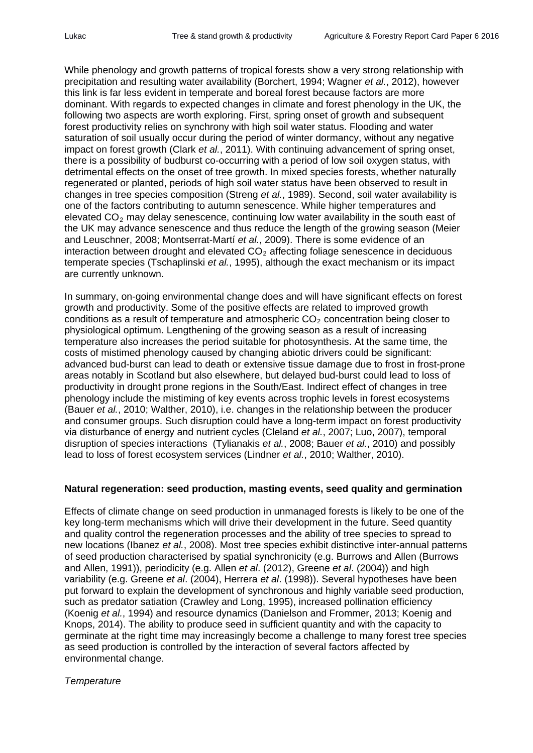While phenology and growth patterns of tropical forests show a very strong relationship with precipitation and resulting water availability (Borchert, 1994; Wagner *et al.*, 2012), however this link is far less evident in temperate and boreal forest because factors are more dominant. With regards to expected changes in climate and forest phenology in the UK, the following two aspects are worth exploring. First, spring onset of growth and subsequent forest productivity relies on synchrony with high soil water status. Flooding and water saturation of soil usually occur during the period of winter dormancy, without any negative impact on forest growth (Clark *et al.*, 2011). With continuing advancement of spring onset, there is a possibility of budburst co-occurring with a period of low soil oxygen status, with detrimental effects on the onset of tree growth. In mixed species forests, whether naturally regenerated or planted, periods of high soil water status have been observed to result in changes in tree species composition (Streng *et al.*, 1989). Second, soil water availability is one of the factors contributing to autumn senescence. While higher temperatures and elevated $CO_2$ may delay senescence, continuing low water availability in the south east of the UK may advance senescence and thus reduce the length of the growing season (Meier and Leuschner, 2008; Montserrat-Martí *et al.*, 2009). There is some evidence of an interaction between drought and elevated $CO_2$ affecting foliage senescence in deciduous temperate species (Tschaplinski *et al.*, 1995), although the exact mechanism or its impact are currently unknown.

In summary, on-going environmental change does and will have significant effects on forest growth and productivity. Some of the positive effects are related to improved growth conditions as a result of temperature and atmospheric $CO_2$ concentration being closer to physiological optimum. Lengthening of the growing season as a result of increasing temperature also increases the period suitable for photosynthesis. At the same time, the costs of mistimed phenology caused by changing abiotic drivers could be significant: advanced bud-burst can lead to death or extensive tissue damage due to frost in frost-prone areas notably in Scotland but also elsewhere, but delayed bud-burst could lead to loss of productivity in drought prone regions in the South/East. Indirect effect of changes in tree phenology include the mistiming of key events across trophic levels in forest ecosystems (Bauer *et al.*, 2010; Walther, 2010), i.e. changes in the relationship between the producer and consumer groups. Such disruption could have a long-term impact on forest productivity via disturbance of energy and nutrient cycles (Cleland *et al.*, 2007; Luo, 2007), temporal disruption of species interactions (Tylianakis *et al.*, 2008; Bauer *et al.*, 2010) and possibly lead to loss of forest ecosystem services (Lindner *et al.*, 2010; Walther, 2010).

**Natural regeneration: seed production, masting events, seed quality and germination**

Effects of climate change on seed production in unmanaged forests is likely to be one of the key long-term mechanisms which will drive their development in the future. Seed quantity and quality control the regeneration processes and the ability of tree species to spread to new locations (Ibanez *et al.*, 2008). Most tree species exhibit distinctive inter-annual patterns of seed production characterised by spatial synchronicity (e.g. Burrows and Allen (Burrows and Allen, 1991)), periodicity (e.g. Allen *et al*. (2012), Greene *et al*. (2004)) and high variability (e.g. Greene *et al*. (2004), Herrera *et al*. (1998)). Several hypotheses have been put forward to explain the development of synchronous and highly variable seed production, such as predator satiation (Crawley and Long, 1995), increased pollination efficiency (Koenig *et al.*, 1994) and resource dynamics (Danielson and Frommer, 2013; Koenig and Knops, 2014). The ability to produce seed in sufficient quantity and with the capacity to germinate at the right time may increasingly become a challenge to many forest tree species as seed production is controlled by the interaction of several factors affected by environmental change.

*Temperature*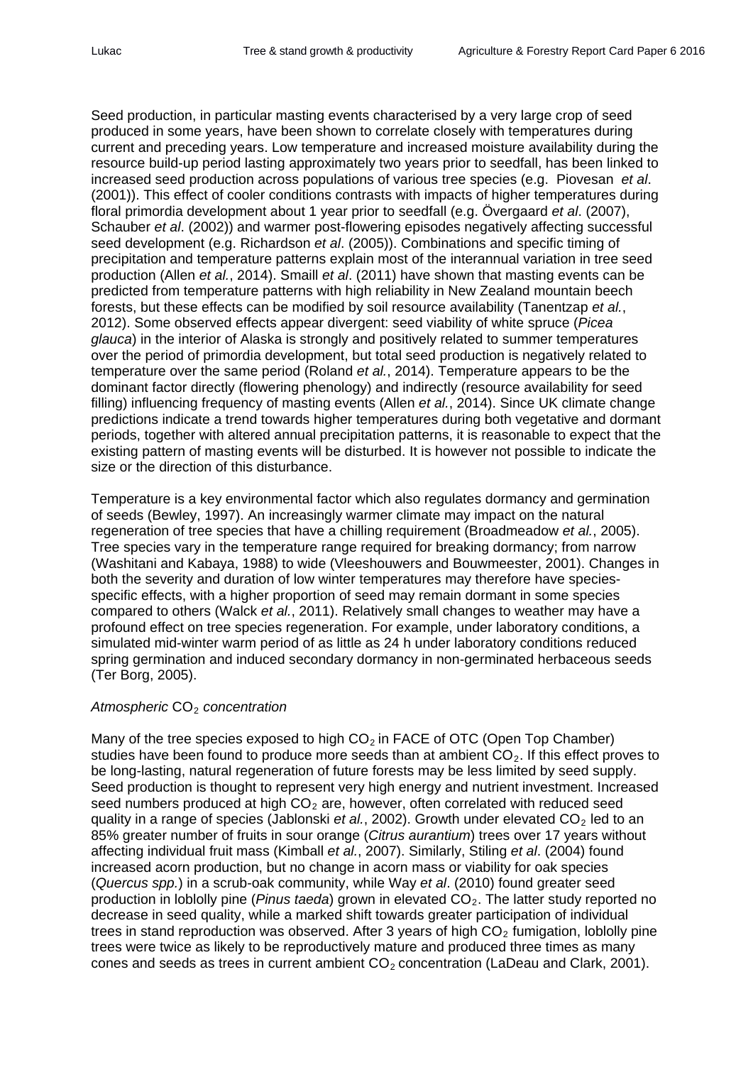Seed production, in particular masting events characterised by a very large crop of seed produced in some years, have been shown to correlate closely with temperatures during current and preceding years. Low temperature and increased moisture availability during the resource build-up period lasting approximately two years prior to seedfall, has been linked to increased seed production across populations of various tree species (e.g. Piovesan *et al*. (2001)). This effect of cooler conditions contrasts with impacts of higher temperatures during floral primordia development about 1 year prior to seedfall (e.g. Övergaard *et al*. (2007), Schauber *et al*. (2002)) and warmer post-flowering episodes negatively affecting successful seed development (e.g. Richardson *et al*. (2005)). Combinations and specific timing of precipitation and temperature patterns explain most of the interannual variation in tree seed production (Allen *et al.*, 2014). Smaill *et al*. (2011) have shown that masting events can be predicted from temperature patterns with high reliability in New Zealand mountain beech forests, but these effects can be modified by soil resource availability (Tanentzap *et al.*, 2012). Some observed effects appear divergent: seed viability of white spruce (*Picea glauca*) in the interior of Alaska is strongly and positively related to summer temperatures over the period of primordia development, but total seed production is negatively related to temperature over the same period (Roland *et al.*, 2014). Temperature appears to be the dominant factor directly (flowering phenology) and indirectly (resource availability for seed filling) influencing frequency of masting events (Allen *et al.*, 2014). Since UK climate change predictions indicate a trend towards higher temperatures during both vegetative and dormant periods, together with altered annual precipitation patterns, it is reasonable to expect that the existing pattern of masting events will be disturbed. It is however not possible to indicate the size or the direction of this disturbance.

Temperature is a key environmental factor which also regulates dormancy and germination of seeds (Bewley, 1997). An increasingly warmer climate may impact on the natural regeneration of tree species that have a chilling requirement (Broadmeadow *et al.*, 2005). Tree species vary in the temperature range required for breaking dormancy; from narrow (Washitani and Kabaya, 1988) to wide (Vleeshouwers and Bouwmeester, 2001). Changes in both the severity and duration of low winter temperatures may therefore have species-specific effects, with a higher proportion of seed may remain dormant in some species compared to others (Walck *et al.*, 2011). Relatively small changes to weather may have a profound effect on tree species regeneration. For example, under laboratory conditions, a simulated mid-winter warm period of as little as 24 h under laboratory conditions reduced spring germination and induced secondary dormancy in non-germinated herbaceous seeds (Ter Borg, 2005).

*Atmospheric* $CO_2$ *concentration*

Many of the tree species exposed to high $CO_2$ in FACE of OTC (Open Top Chamber) studies have been found to produce more seeds than at ambient $CO_2$. If this effect proves to be long-lasting, natural regeneration of future forests may be less limited by seed supply. Seed production is thought to represent very high energy and nutrient investment. Increased seed numbers produced at high $CO_2$ are, however, often correlated with reduced seed quality in a range of species (Jablonski *et al.*, 2002). Growth under elevated $CO_2$ led to an 85% greater number of fruits in sour orange (*Citrus aurantium*) trees over 17 years without affecting individual fruit mass (Kimball *et al.*, 2007). Similarly, Stiling *et al*. (2004) found increased acorn production, but no change in acorn mass or viability for oak species (*Quercus spp.*) in a scrub-oak community, while Way *et al*. (2010) found greater seed production in loblolly pine (*Pinus taeda*) grown in elevated $CO_2$. The latter study reported no decrease in seed quality, while a marked shift towards greater participation of individual trees in stand reproduction was observed. After 3 years of high $CO_2$ fumigation, loblolly pine trees were twice as likely to be reproductively mature and produced three times as many cones and seeds as trees in current ambient $CO_2$ concentration (LaDeau and Clark, 2001).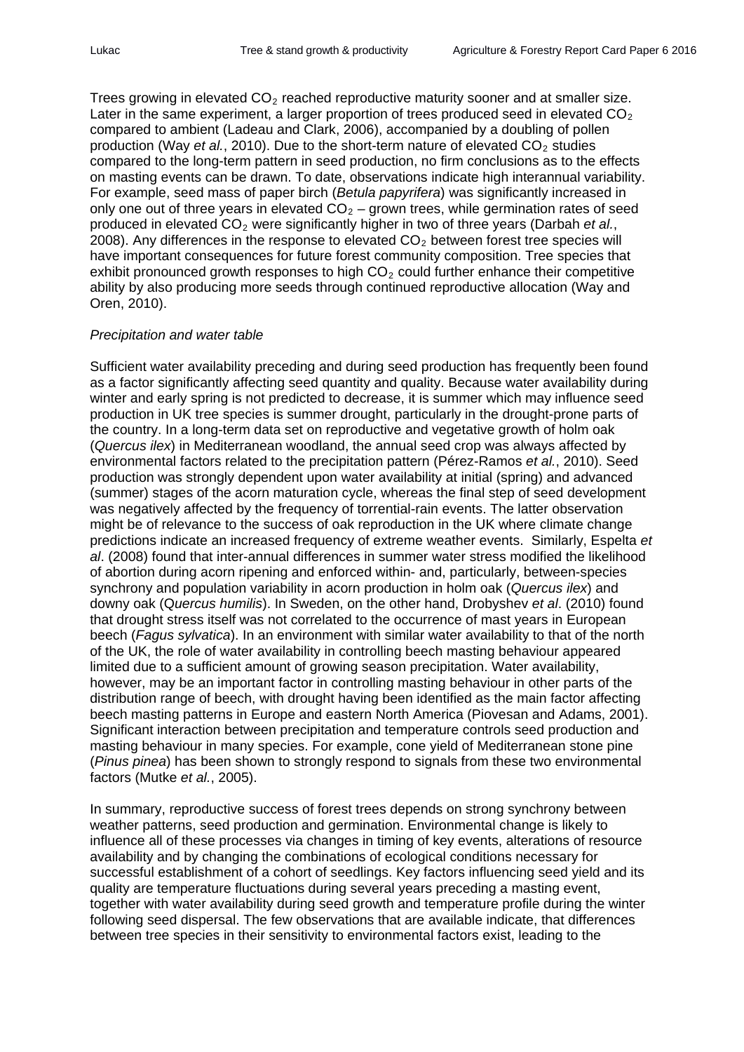Trees growing in elevated $CO_2$ reached reproductive maturity sooner and at smaller size. Later in the same experiment, a larger proportion of trees produced seed in elevated $CO_2$ compared to ambient (Ladeau and Clark, 2006), accompanied by a doubling of pollen production (Way *et al.*, 2010). Due to the short-term nature of elevated $CO_2$ studies compared to the long-term pattern in seed production, no firm conclusions as to the effects on masting events can be drawn. To date, observations indicate high interannual variability. For example, seed mass of paper birch (*Betula papyrifera*) was significantly increased in only one out of three years in elevated $CO_2$ – grown trees, while germination rates of seed produced in elevated $CO_2$ were significantly higher in two of three years (Darbah *et al.*, 2008). Any differences in the response to elevated $CO_2$ between forest tree species will have important consequences for future forest community composition. Tree species that exhibit pronounced growth responses to high $CO_2$ could further enhance their competitive ability by also producing more seeds through continued reproductive allocation (Way and Oren, 2010).

*Precipitation and water table*

Sufficient water availability preceding and during seed production has frequently been found as a factor significantly affecting seed quantity and quality. Because water availability during winter and early spring is not predicted to decrease, it is summer which may influence seed production in UK tree species is summer drought, particularly in the drought-prone parts of the country. In a long-term data set on reproductive and vegetative growth of holm oak (*Quercus ilex*) in Mediterranean woodland, the annual seed crop was always affected by environmental factors related to the precipitation pattern (Pérez-Ramos *et al.*, 2010). Seed production was strongly dependent upon water availability at initial (spring) and advanced (summer) stages of the acorn maturation cycle, whereas the final step of seed development was negatively affected by the frequency of torrential-rain events. The latter observation might be of relevance to the success of oak reproduction in the UK where climate change predictions indicate an increased frequency of extreme weather events. Similarly, Espelta *et al*. (2008) found that inter-annual differences in summer water stress modified the likelihood of abortion during acorn ripening and enforced within- and, particularly, between-species synchrony and population variability in acorn production in holm oak (*Quercus ilex*) and downy oak (*Quercus humilis*). In Sweden, on the other hand, Drobyshev *et al*. (2010) found that drought stress itself was not correlated to the occurrence of mast years in European beech (*Fagus sylvatica*). In an environment with similar water availability to that of the north of the UK, the role of water availability in controlling beech masting behaviour appeared limited due to a sufficient amount of growing season precipitation. Water availability, however, may be an important factor in controlling masting behaviour in other parts of the distribution range of beech, with drought having been identified as the main factor affecting beech masting patterns in Europe and eastern North America (Piovesan and Adams, 2001). Significant interaction between precipitation and temperature controls seed production and masting behaviour in many species. For example, cone yield of Mediterranean stone pine (*Pinus pinea*) has been shown to strongly respond to signals from these two environmental factors (Mutke *et al.*, 2005).

In summary, reproductive success of forest trees depends on strong synchrony between weather patterns, seed production and germination. Environmental change is likely to influence all of these processes via changes in timing of key events, alterations of resource availability and by changing the combinations of ecological conditions necessary for successful establishment of a cohort of seedlings. Key factors influencing seed yield and its quality are temperature fluctuations during several years preceding a masting event, together with water availability during seed growth and temperature profile during the winter following seed dispersal. The few observations that are available indicate, that differences between tree species in their sensitivity to environmental factors exist, leading to the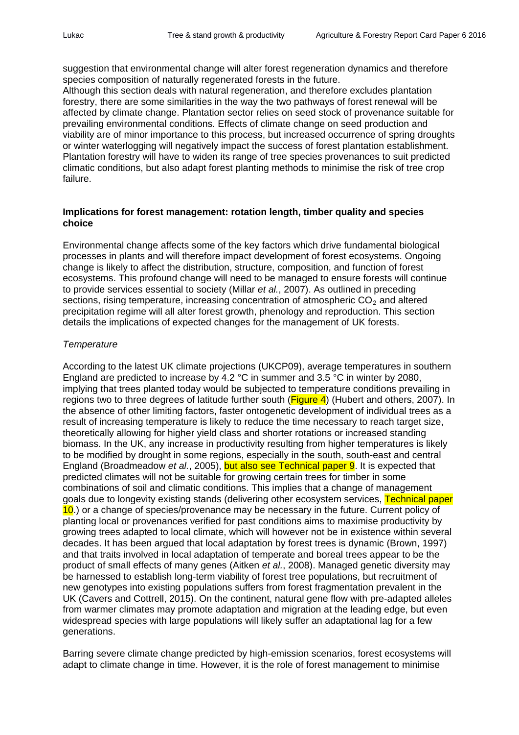suggestion that environmental change will alter forest regeneration dynamics and therefore species composition of naturally regenerated forests in the future.
Although this section deals with natural regeneration, and therefore excludes plantation forestry, there are some similarities in the way the two pathways of forest renewal will be affected by climate change. Plantation sector relies on seed stock of provenance suitable for prevailing environmental conditions. Effects of climate change on seed production and viability are of minor importance to this process, but increased occurrence of spring droughts or winter waterlogging will negatively impact the success of forest plantation establishment. Plantation forestry will have to widen its range of tree species provenances to suit predicted climatic conditions, but also adapt forest planting methods to minimise the risk of tree crop failure.

**Implications for forest management: rotation length, timber quality and species choice**

Environmental change affects some of the key factors which drive fundamental biological processes in plants and will therefore impact development of forest ecosystems. Ongoing change is likely to affect the distribution, structure, composition, and function of forest ecosystems. This profound change will need to be managed to ensure forests will continue to provide services essential to society (Millar *et al.*, 2007). As outlined in preceding sections, rising temperature, increasing concentration of atmospheric $CO_2$ and altered precipitation regime will all alter forest growth, phenology and reproduction. This section details the implications of expected changes for the management of UK forests.

*Temperature*

According to the latest UK climate projections (UKCP09), average temperatures in southern England are predicted to increase by 4.2 °C in summer and 3.5 °C in winter by 2080, implying that trees planted today would be subjected to temperature conditions prevailing in regions two to three degrees of latitude further south (Figure 4) (Hubert and others, 2007). In the absence of other limiting factors, faster ontogenetic development of individual trees as a result of increasing temperature is likely to reduce the time necessary to reach target size, theoretically allowing for higher yield class and shorter rotations or increased standing biomass. In the UK, any increase in productivity resulting from higher temperatures is likely to be modified by drought in some regions, especially in the south, south-east and central England (Broadmeadow *et al.*, 2005), but also see Technical paper 9. It is expected that predicted climates will not be suitable for growing certain trees for timber in some combinations of soil and climatic conditions. This implies that a change of management goals due to longevity existing stands (delivering other ecosystem services, Technical paper 10.) or a change of species/provenance may be necessary in the future. Current policy of planting local or provenances verified for past conditions aims to maximise productivity by growing trees adapted to local climate, which will however not be in existence within several decades. It has been argued that local adaptation by forest trees is dynamic (Brown, 1997) and that traits involved in local adaptation of temperate and boreal trees appear to be the product of small effects of many genes (Aitken *et al.*, 2008). Managed genetic diversity may be harnessed to establish long-term viability of forest tree populations, but recruitment of new genotypes into existing populations suffers from forest fragmentation prevalent in the UK (Cavers and Cottrell, 2015). On the continent, natural gene flow with pre-adapted alleles from warmer climates may promote adaptation and migration at the leading edge, but even widespread species with large populations will likely suffer an adaptational lag for a few generations.

Barring severe climate change predicted by high-emission scenarios, forest ecosystems will adapt to climate change in time. However, it is the role of forest management to minimise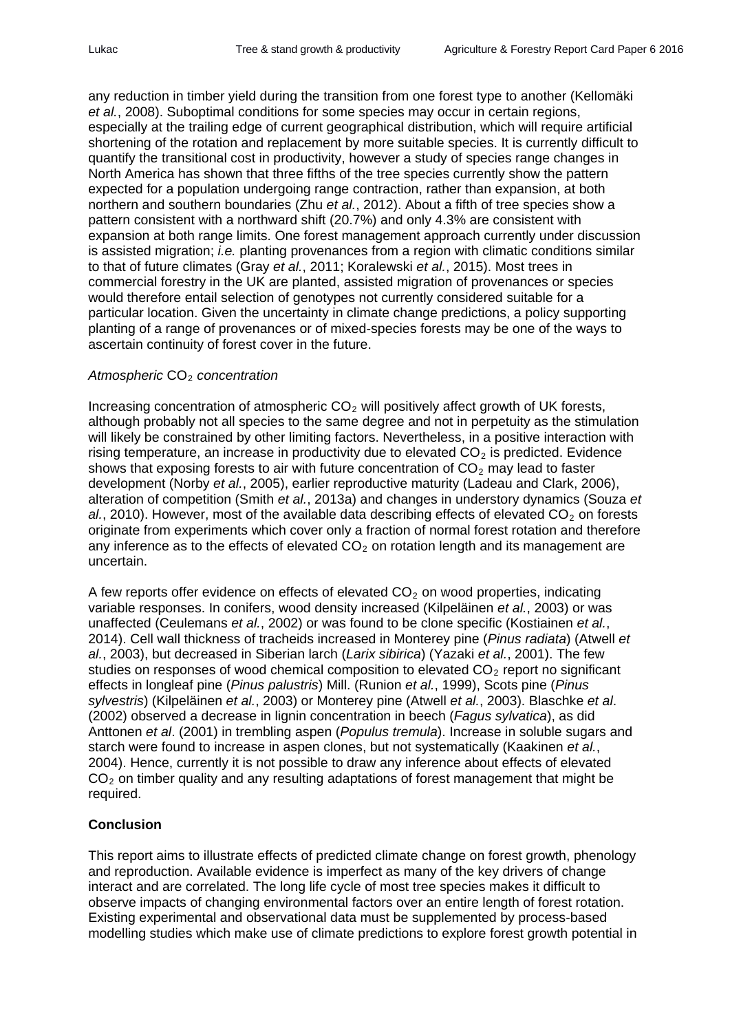any reduction in timber yield during the transition from one forest type to another (Kellomäki *et al.*, 2008). Suboptimal conditions for some species may occur in certain regions, especially at the trailing edge of current geographical distribution, which will require artificial shortening of the rotation and replacement by more suitable species. It is currently difficult to quantify the transitional cost in productivity, however a study of species range changes in North America has shown that three fifths of the tree species currently show the pattern expected for a population undergoing range contraction, rather than expansion, at both northern and southern boundaries (Zhu *et al.*, 2012). About a fifth of tree species show a pattern consistent with a northward shift (20.7%) and only 4.3% are consistent with expansion at both range limits. One forest management approach currently under discussion is assisted migration; *i.e.* planting provenances from a region with climatic conditions similar to that of future climates (Gray *et al.*, 2011; Koralewski *et al.*, 2015). Most trees in commercial forestry in the UK are planted, assisted migration of provenances or species would therefore entail selection of genotypes not currently considered suitable for a particular location. Given the uncertainty in climate change predictions, a policy supporting planting of a range of provenances or of mixed-species forests may be one of the ways to ascertain continuity of forest cover in the future.

*Atmospheric* $CO_2$ *concentration*

Increasing concentration of atmospheric $CO_2$ will positively affect growth of UK forests, although probably not all species to the same degree and not in perpetuity as the stimulation will likely be constrained by other limiting factors. Nevertheless, in a positive interaction with rising temperature, an increase in productivity due to elevated $CO_2$ is predicted. Evidence shows that exposing forests to air with future concentration of $CO_2$ may lead to faster development (Norby *et al.*, 2005), earlier reproductive maturity (Ladeau and Clark, 2006), alteration of competition (Smith *et al.*, 2013a) and changes in understory dynamics (Souza *et al.*, 2010). However, most of the available data describing effects of elevated $CO_2$ on forests originate from experiments which cover only a fraction of normal forest rotation and therefore any inference as to the effects of elevated $CO_2$ on rotation length and its management are uncertain.

A few reports offer evidence on effects of elevated $CO_2$ on wood properties, indicating variable responses. In conifers, wood density increased (Kilpeläinen *et al.*, 2003) or was unaffected (Ceulemans *et al.*, 2002) or was found to be clone specific (Kostiainen *et al.*, 2014). Cell wall thickness of tracheids increased in Monterey pine (*Pinus radiata*) (Atwell *et al.*, 2003), but decreased in Siberian larch (*Larix sibirica*) (Yazaki *et al.*, 2001). The few studies on responses of wood chemical composition to elevated $CO_2$ report no significant effects in longleaf pine (*Pinus palustris*) Mill. (Runion *et al.*, 1999), Scots pine (*Pinus sylvestris*) (Kilpeläinen *et al.*, 2003) or Monterey pine (Atwell *et al.*, 2003). Blaschke *et al*. (2002) observed a decrease in lignin concentration in beech (*Fagus sylvatica*), as did Anttonen *et al*. (2001) in trembling aspen (*Populus tremula*). Increase in soluble sugars and starch were found to increase in aspen clones, but not systematically (Kaakinen *et al.*, 2004). Hence, currently it is not possible to draw any inference about effects of elevated $CO_2$ on timber quality and any resulting adaptations of forest management that might be required.

**Conclusion**

This report aims to illustrate effects of predicted climate change on forest growth, phenology and reproduction. Available evidence is imperfect as many of the key drivers of change interact and are correlated. The long life cycle of most tree species makes it difficult to observe impacts of changing environmental factors over an entire length of forest rotation. Existing experimental and observational data must be supplemented by process-based modelling studies which make use of climate predictions to explore forest growth potential in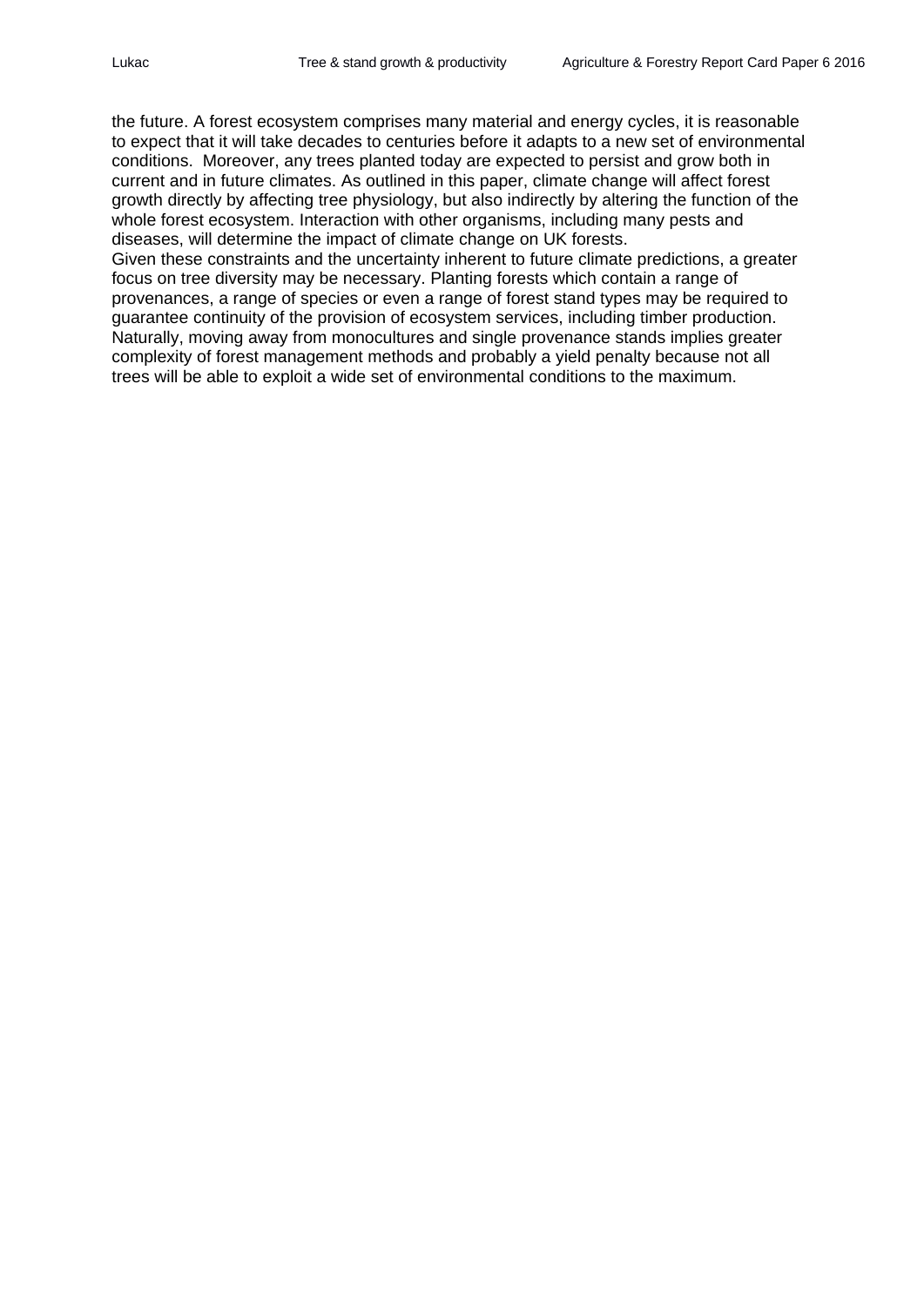the future. A forest ecosystem comprises many material and energy cycles, it is reasonable to expect that it will take decades to centuries before it adapts to a new set of environmental conditions. Moreover, any trees planted today are expected to persist and grow both in current and in future climates. As outlined in this paper, climate change will affect forest growth directly by affecting tree physiology, but also indirectly by altering the function of the whole forest ecosystem. Interaction with other organisms, including many pests and diseases, will determine the impact of climate change on UK forests.

Given these constraints and the uncertainty inherent to future climate predictions, a greater focus on tree diversity may be necessary. Planting forests which contain a range of provenances, a range of species or even a range of forest stand types may be required to guarantee continuity of the provision of ecosystem services, including timber production. Naturally, moving away from monocultures and single provenance stands implies greater complexity of forest management methods and probably a yield penalty because not all trees will be able to exploit a wide set of environmental conditions to the maximum.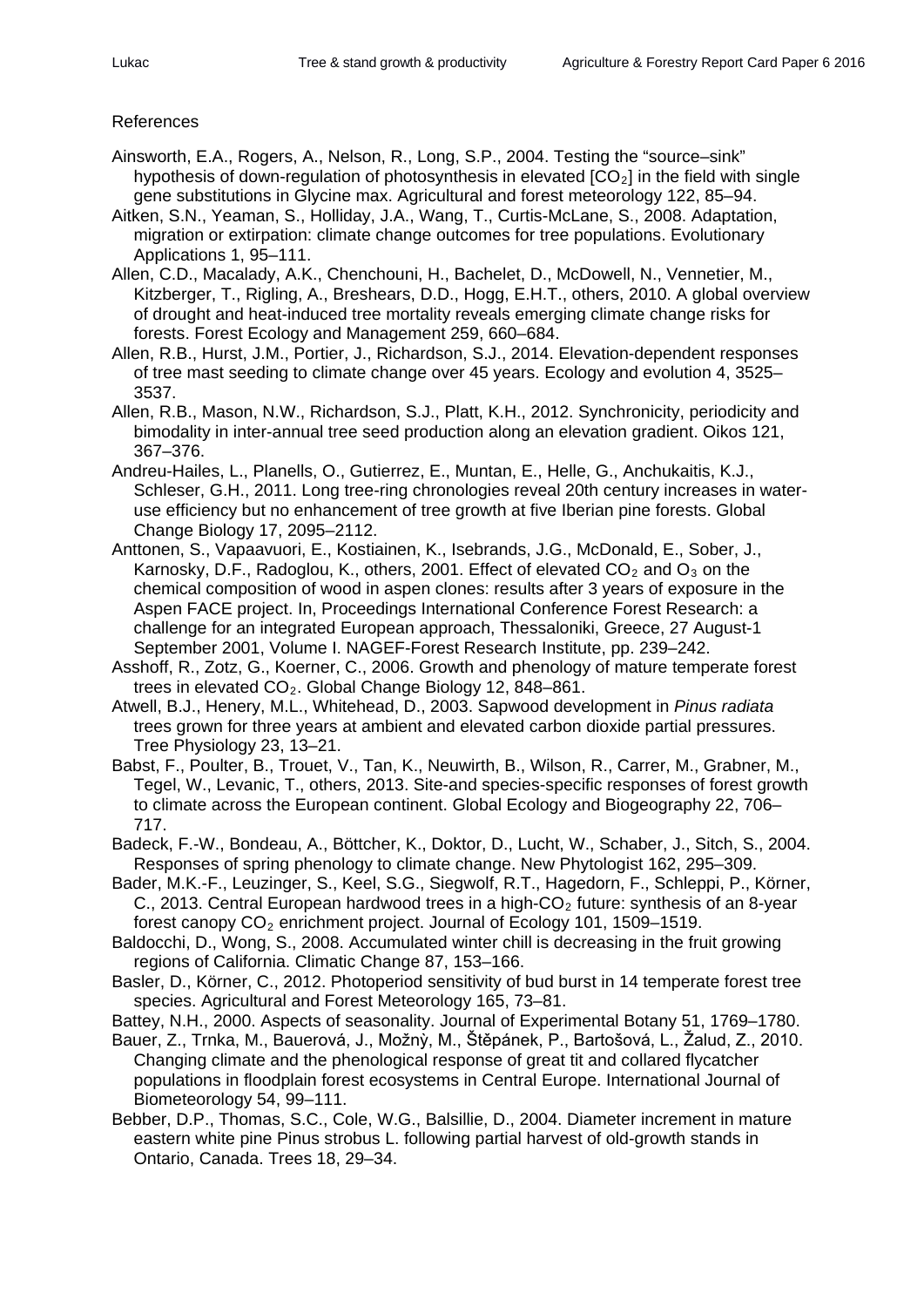References

Ainsworth, E.A., Rogers, A., Nelson, R., Long, S.P., 2004. Testing the “source–sink” hypothesis of down-regulation of photosynthesis in elevated [$CO_2$] in the field with single gene substitutions in Glycine max. Agricultural and forest meteorology 122, 85–94.

Aitken, S.N., Yeaman, S., Holliday, J.A., Wang, T., Curtis-McLane, S., 2008. Adaptation, migration or extirpation: climate change outcomes for tree populations. Evolutionary Applications 1, 95–111.

Allen, C.D., Macalady, A.K., Chenchouni, H., Bachelet, D., McDowell, N., Vennetier, M., Kitzberger, T., Rigling, A., Breshears, D.D., Hogg, E.H.T., others, 2010. A global overview of drought and heat-induced tree mortality reveals emerging climate change risks for forests. Forest Ecology and Management 259, 660–684.

Allen, R.B., Hurst, J.M., Portier, J., Richardson, S.J., 2014. Elevation-dependent responses of tree mast seeding to climate change over 45 years. Ecology and evolution 4, 3525–3537.

Allen, R.B., Mason, N.W., Richardson, S.J., Platt, K.H., 2012. Synchronicity, periodicity and bimodality in inter-annual tree seed production along an elevation gradient. Oikos 121, 367–376.

Andreu-Hailes, L., Planells, O., Gutierrez, E., Muntan, E., Helle, G., Anchukaitis, K.J., Schleser, G.H., 2011. Long tree-ring chronologies reveal 20th century increases in water-use efficiency but no enhancement of tree growth at five Iberian pine forests. Global Change Biology 17, 2095–2112.

Anttonen, S., Vapaavuori, E., Kostiainen, K., Isebrands, J.G., McDonald, E., Sober, J., Karnosky, D.F., Radoglou, K., others, 2001. Effect of elevated $CO_2$ and $O_3$ on the chemical composition of wood in aspen clones: results after 3 years of exposure in the Aspen FACE project. In, Proceedings International Conference Forest Research: a challenge for an integrated European approach, Thessaloniki, Greece, 27 August-1 September 2001, Volume I. NAGEF-Forest Research Institute, pp. 239–242.

Asshoff, R., Zotz, G., Koerner, C., 2006. Growth and phenology of mature temperate forest trees in elevated $CO_2$. Global Change Biology 12, 848–861.

Atwell, B.J., Henery, M.L., Whitehead, D., 2003. Sapwood development in *Pinus radiata* trees grown for three years at ambient and elevated carbon dioxide partial pressures. Tree Physiology 23, 13–21.

Babst, F., Poulter, B., Trouet, V., Tan, K., Neuwirth, B., Wilson, R., Carrer, M., Grabner, M., Tegel, W., Levanic, T., others, 2013. Site-and species-specific responses of forest growth to climate across the European continent. Global Ecology and Biogeography 22, 706–717.

Badeck, F.-W., Bondeau, A., Böttcher, K., Doktor, D., Lucht, W., Schaber, J., Sitch, S., 2004. Responses of spring phenology to climate change. New Phytologist 162, 295–309.

Bader, M.K.-F., Leuzinger, S., Keel, S.G., Siegwolf, R.T., Hagedorn, F., Schleppi, P., Körner, C., 2013. Central European hardwood trees in a high-$CO_2$ future: synthesis of an 8-year forest canopy $CO_2$ enrichment project. Journal of Ecology 101, 1509–1519.

Baldocchi, D., Wong, S., 2008. Accumulated winter chill is decreasing in the fruit growing regions of California. Climatic Change 87, 153–166.

Basler, D., Körner, C., 2012. Photoperiod sensitivity of bud burst in 14 temperate forest tree species. Agricultural and Forest Meteorology 165, 73–81.

Battey, N.H., 2000. Aspects of seasonality. Journal of Experimental Botany 51, 1769–1780.

Bauer, Z., Trnka, M., Bauerová, J., Možný, M., Štěpánek, P., Bartošová, L., Žalud, Z., 2010. Changing climate and the phenological response of great tit and collared flycatcher populations in floodplain forest ecosystems in Central Europe. International Journal of Biometeorology 54, 99–111.

Bebber, D.P., Thomas, S.C., Cole, W.G., Balsillie, D., 2004. Diameter increment in mature eastern white pine Pinus strobus L. following partial harvest of old-growth stands in Ontario, Canada. Trees 18, 29–34.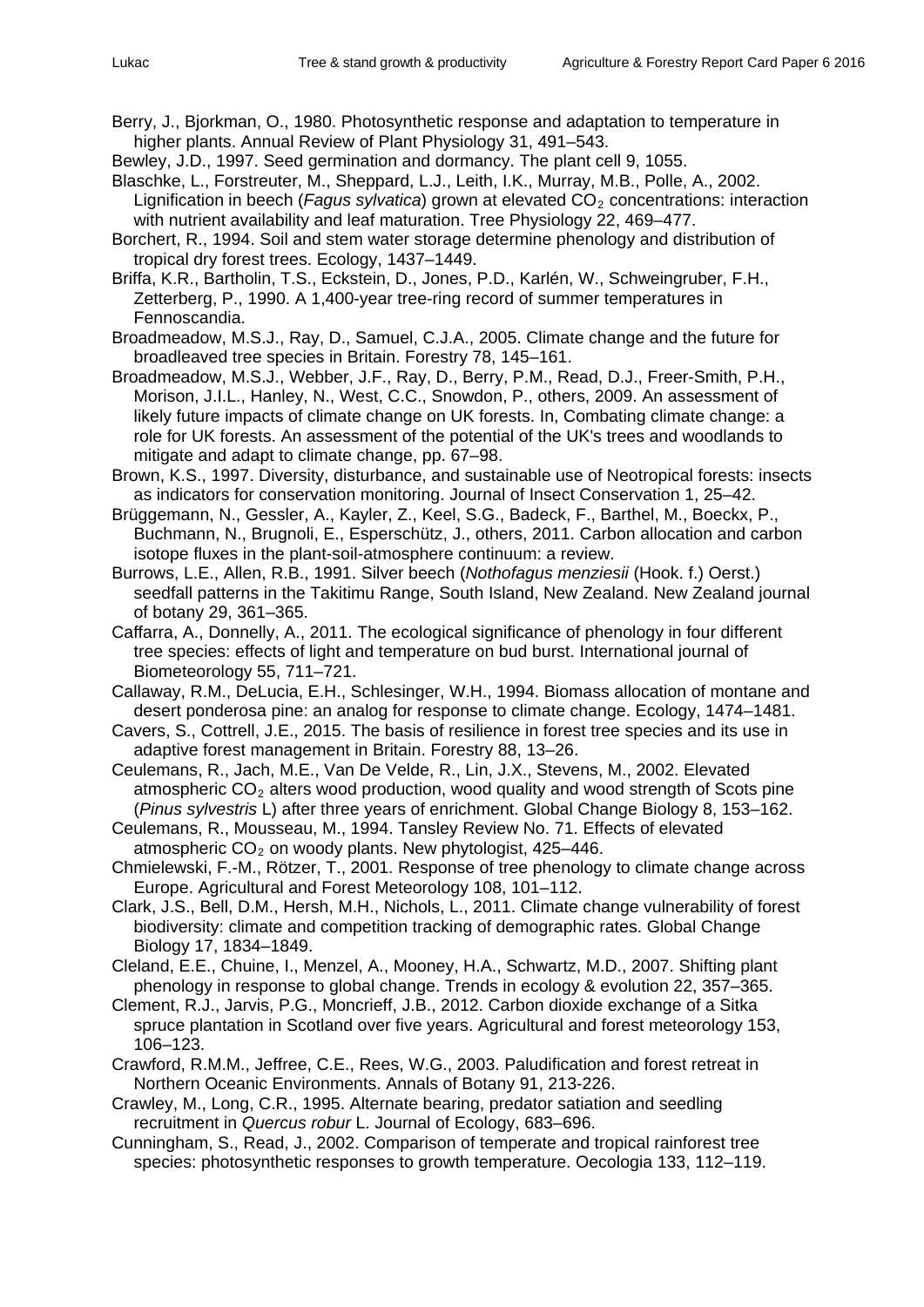Berry, J., Bjorkman, O., 1980. Photosynthetic response and adaptation to temperature in higher plants. Annual Review of Plant Physiology 31, 491–543.

Bewley, J.D., 1997. Seed germination and dormancy. The plant cell 9, 1055.

Blaschke, L., Forstreuter, M., Sheppard, L.J., Leith, I.K., Murray, M.B., Polle, A., 2002. Lignification in beech (*Fagus sylvatica*) grown at elevated $CO_2$ concentrations: interaction with nutrient availability and leaf maturation. Tree Physiology 22, 469–477.

Borchert, R., 1994. Soil and stem water storage determine phenology and distribution of tropical dry forest trees. Ecology, 1437–1449.

Briffa, K.R., Bartholin, T.S., Eckstein, D., Jones, P.D., Karlén, W., Schweingruber, F.H., Zetterberg, P., 1990. A 1,400-year tree-ring record of summer temperatures in Fennoscandia.

Broadmeadow, M.S.J., Ray, D., Samuel, C.J.A., 2005. Climate change and the future for broadleaved tree species in Britain. Forestry 78, 145–161.

Broadmeadow, M.S.J., Webber, J.F., Ray, D., Berry, P.M., Read, D.J., Freer-Smith, P.H., Morison, J.I.L., Hanley, N., West, C.C., Snowdon, P., others, 2009. An assessment of likely future impacts of climate change on UK forests. In, Combating climate change: a role for UK forests. An assessment of the potential of the UK's trees and woodlands to mitigate and adapt to climate change, pp. 67–98.

Brown, K.S., 1997. Diversity, disturbance, and sustainable use of Neotropical forests: insects as indicators for conservation monitoring. Journal of Insect Conservation 1, 25–42.

Brüggemann, N., Gessler, A., Kayler, Z., Keel, S.G., Badeck, F., Barthel, M., Boeckx, P., Buchmann, N., Brugnoli, E., Esperschütz, J., others, 2011. Carbon allocation and carbon isotope fluxes in the plant-soil-atmosphere continuum: a review.

Burrows, L.E., Allen, R.B., 1991. Silver beech (*Nothofagus menziesii* (Hook. f.) Oerst.) seedfall patterns in the Takitimu Range, South Island, New Zealand. New Zealand journal of botany 29, 361–365.

Caffarra, A., Donnelly, A., 2011. The ecological significance of phenology in four different tree species: effects of light and temperature on bud burst. International journal of Biometeorology 55, 711–721.

Callaway, R.M., DeLucia, E.H., Schlesinger, W.H., 1994. Biomass allocation of montane and desert ponderosa pine: an analog for response to climate change. Ecology, 1474–1481.

Cavers, S., Cottrell, J.E., 2015. The basis of resilience in forest tree species and its use in adaptive forest management in Britain. Forestry 88, 13–26.

Ceulemans, R., Jach, M.E., Van De Velde, R., Lin, J.X., Stevens, M., 2002. Elevated atmospheric $CO_2$ alters wood production, wood quality and wood strength of Scots pine (*Pinus sylvestris* L) after three years of enrichment. Global Change Biology 8, 153–162.

Ceulemans, R., Mousseau, M., 1994. Tansley Review No. 71. Effects of elevated atmospheric $CO_2$ on woody plants. New phytologist, 425–446.

Chmielewski, F.-M., Rötzer, T., 2001. Response of tree phenology to climate change across Europe. Agricultural and Forest Meteorology 108, 101–112.

Clark, J.S., Bell, D.M., Hersh, M.H., Nichols, L., 2011. Climate change vulnerability of forest biodiversity: climate and competition tracking of demographic rates. Global Change Biology 17, 1834–1849.

Cleland, E.E., Chuine, I., Menzel, A., Mooney, H.A., Schwartz, M.D., 2007. Shifting plant phenology in response to global change. Trends in ecology & evolution 22, 357–365.

Clement, R.J., Jarvis, P.G., Moncrieff, J.B., 2012. Carbon dioxide exchange of a Sitka spruce plantation in Scotland over five years. Agricultural and forest meteorology 153, 106–123.

Crawford, R.M.M., Jeffree, C.E., Rees, W.G., 2003. Paludification and forest retreat in Northern Oceanic Environments. Annals of Botany 91, 213-226.

Crawley, M., Long, C.R., 1995. Alternate bearing, predator satiation and seedling recruitment in *Quercus robur* L. Journal of Ecology, 683–696.

Cunningham, S., Read, J., 2002. Comparison of temperate and tropical rainforest tree species: photosynthetic responses to growth temperature. Oecologia 133, 112–119.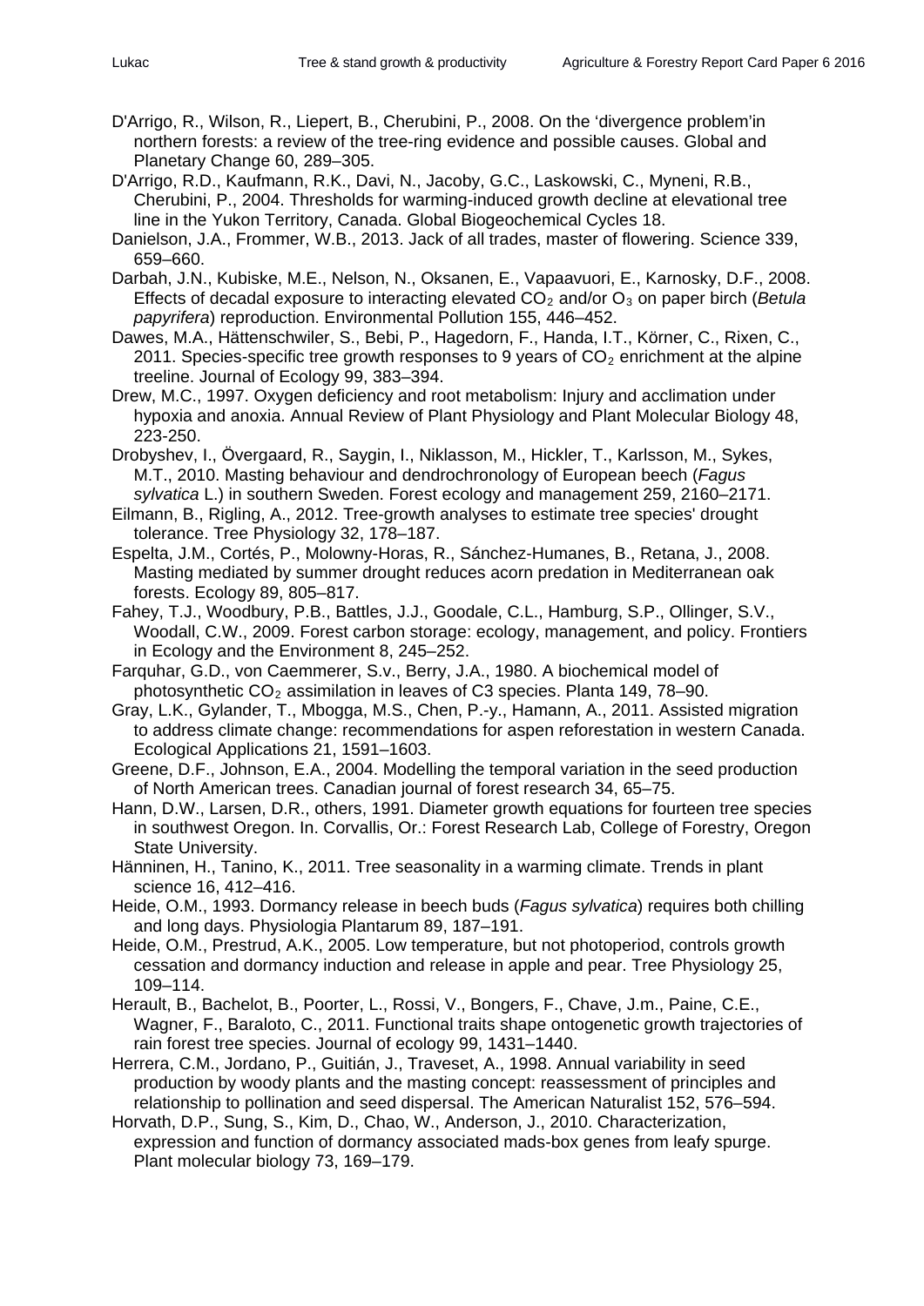D'Arrigo, R., Wilson, R., Liepert, B., Cherubini, P., 2008. On the 'divergence problem'in northern forests: a review of the tree-ring evidence and possible causes. Global and Planetary Change 60, 289–305.

D'Arrigo, R.D., Kaufmann, R.K., Davi, N., Jacoby, G.C., Laskowski, C., Myneni, R.B., Cherubini, P., 2004. Thresholds for warming-induced growth decline at elevational tree line in the Yukon Territory, Canada. Global Biogeochemical Cycles 18.

Danielson, J.A., Frommer, W.B., 2013. Jack of all trades, master of flowering. Science 339, 659–660.

Darbah, J.N., Kubiske, M.E., Nelson, N., Oksanen, E., Vapaavuori, E., Karnosky, D.F., 2008. Effects of decadal exposure to interacting elevated $CO_2$ and/or $O_3$ on paper birch (*Betula papyrifera*) reproduction. Environmental Pollution 155, 446–452.

Dawes, M.A., Hättenschwiler, S., Bebi, P., Hagedorn, F., Handa, I.T., Körner, C., Rixen, C., 2011. Species-specific tree growth responses to 9 years of $CO_2$ enrichment at the alpine treeline. Journal of Ecology 99, 383–394.

Drew, M.C., 1997. Oxygen deficiency and root metabolism: Injury and acclimation under hypoxia and anoxia. Annual Review of Plant Physiology and Plant Molecular Biology 48, 223-250.

Drobyshev, I., Övergaard, R., Saygin, I., Niklasson, M., Hickler, T., Karlsson, M., Sykes, M.T., 2010. Masting behaviour and dendrochronology of European beech (*Fagus sylvatica* L.) in southern Sweden. Forest ecology and management 259, 2160–2171.

Eilmann, B., Rigling, A., 2012. Tree-growth analyses to estimate tree species' drought tolerance. Tree Physiology 32, 178–187.

Espelta, J.M., Cortés, P., Molowny-Horas, R., Sánchez-Humanes, B., Retana, J., 2008. Masting mediated by summer drought reduces acorn predation in Mediterranean oak forests. Ecology 89, 805–817.

Fahey, T.J., Woodbury, P.B., Battles, J.J., Goodale, C.L., Hamburg, S.P., Ollinger, S.V., Woodall, C.W., 2009. Forest carbon storage: ecology, management, and policy. Frontiers in Ecology and the Environment 8, 245–252.

Farquhar, G.D., von Caemmerer, S.v., Berry, J.A., 1980. A biochemical model of photosynthetic $CO_2$ assimilation in leaves of C3 species. Planta 149, 78–90.

Gray, L.K., Gylander, T., Mbogga, M.S., Chen, P.-y., Hamann, A., 2011. Assisted migration to address climate change: recommendations for aspen reforestation in western Canada. Ecological Applications 21, 1591–1603.

Greene, D.F., Johnson, E.A., 2004. Modelling the temporal variation in the seed production of North American trees. Canadian journal of forest research 34, 65–75.

Hann, D.W., Larsen, D.R., others, 1991. Diameter growth equations for fourteen tree species in southwest Oregon. In. Corvallis, Or.: Forest Research Lab, College of Forestry, Oregon State University.

Hänninen, H., Tanino, K., 2011. Tree seasonality in a warming climate. Trends in plant science 16, 412–416.

Heide, O.M., 1993. Dormancy release in beech buds (*Fagus sylvatica*) requires both chilling and long days. Physiologia Plantarum 89, 187–191.

Heide, O.M., Prestrud, A.K., 2005. Low temperature, but not photoperiod, controls growth cessation and dormancy induction and release in apple and pear. Tree Physiology 25, 109–114.

Herault, B., Bachelot, B., Poorter, L., Rossi, V., Bongers, F., Chave, J.m., Paine, C.E., Wagner, F., Baraloto, C., 2011. Functional traits shape ontogenetic growth trajectories of rain forest tree species. Journal of ecology 99, 1431–1440.

Herrera, C.M., Jordano, P., Guitián, J., Traveset, A., 1998. Annual variability in seed production by woody plants and the masting concept: reassessment of principles and relationship to pollination and seed dispersal. The American Naturalist 152, 576–594.

Horvath, D.P., Sung, S., Kim, D., Chao, W., Anderson, J., 2010. Characterization, expression and function of dormancy associated mads-box genes from leafy spurge. Plant molecular biology 73, 169–179.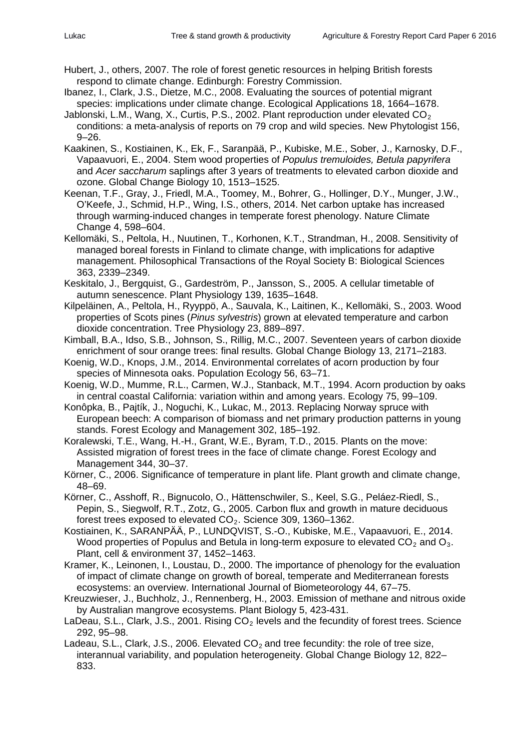Hubert, J., others, 2007. The role of forest genetic resources in helping British forests respond to climate change. Edinburgh: Forestry Commission.

Ibanez, I., Clark, J.S., Dietze, M.C., 2008. Evaluating the sources of potential migrant species: implications under climate change. Ecological Applications 18, 1664–1678.

Jablonski, L.M., Wang, X., Curtis, P.S., 2002. Plant reproduction under elevated $CO_2$ conditions: a meta-analysis of reports on 79 crop and wild species. New Phytologist 156, 9–26.

Kaakinen, S., Kostiainen, K., Ek, F., Saranpää, P., Kubiske, M.E., Sober, J., Karnosky, D.F., Vapaavuori, E., 2004. Stem wood properties of *Populus tremuloides, Betula papyrifera* and *Acer saccharum* saplings after 3 years of treatments to elevated carbon dioxide and ozone. Global Change Biology 10, 1513–1525.

Keenan, T.F., Gray, J., Friedl, M.A., Toomey, M., Bohrer, G., Hollinger, D.Y., Munger, J.W., O'Keefe, J., Schmid, H.P., Wing, I.S., others, 2014. Net carbon uptake has increased through warming-induced changes in temperate forest phenology. Nature Climate Change 4, 598–604.

Kellomäki, S., Peltola, H., Nuutinen, T., Korhonen, K.T., Strandman, H., 2008. Sensitivity of managed boreal forests in Finland to climate change, with implications for adaptive management. Philosophical Transactions of the Royal Society B: Biological Sciences 363, 2339–2349.

Keskitalo, J., Bergquist, G., Gardeström, P., Jansson, S., 2005. A cellular timetable of autumn senescence. Plant Physiology 139, 1635–1648.

Kilpeläinen, A., Peltola, H., Ryyppö, A., Sauvala, K., Laitinen, K., Kellomäki, S., 2003. Wood properties of Scots pines (*Pinus sylvestris*) grown at elevated temperature and carbon dioxide concentration. Tree Physiology 23, 889–897.

Kimball, B.A., Idso, S.B., Johnson, S., Rillig, M.C., 2007. Seventeen years of carbon dioxide enrichment of sour orange trees: final results. Global Change Biology 13, 2171–2183.

Koenig, W.D., Knops, J.M., 2014. Environmental correlates of acorn production by four species of Minnesota oaks. Population Ecology 56, 63–71.

Koenig, W.D., Mumme, R.L., Carmen, W.J., Stanback, M.T., 1994. Acorn production by oaks in central coastal California: variation within and among years. Ecology 75, 99–109.

Konôpka, B., Pajtík, J., Noguchi, K., Lukac, M., 2013. Replacing Norway spruce with European beech: A comparison of biomass and net primary production patterns in young stands. Forest Ecology and Management 302, 185–192.

Koralewski, T.E., Wang, H.-H., Grant, W.E., Byram, T.D., 2015. Plants on the move: Assisted migration of forest trees in the face of climate change. Forest Ecology and Management 344, 30–37.

Körner, C., 2006. Significance of temperature in plant life. Plant growth and climate change, 48–69.

Körner, C., Asshoff, R., Bignucolo, O., Hättenschwiler, S., Keel, S.G., Peláez-Riedl, S., Pepin, S., Siegwolf, R.T., Zotz, G., 2005. Carbon flux and growth in mature deciduous forest trees exposed to elevated $CO_2$. Science 309, 1360–1362.

Kostiainen, K., SARANPÄÄ, P., LUNDQVIST, S.-O., Kubiske, M.E., Vapaavuori, E., 2014. Wood properties of Populus and Betula in long-term exposure to elevated $CO_2$ and $O_3$. Plant, cell & environment 37, 1452–1463.

Kramer, K., Leinonen, I., Loustau, D., 2000. The importance of phenology for the evaluation of impact of climate change on growth of boreal, temperate and Mediterranean forests ecosystems: an overview. International Journal of Biometeorology 44, 67–75.

Kreuzwieser, J., Buchholz, J., Rennenberg, H., 2003. Emission of methane and nitrous oxide by Australian mangrove ecosystems. Plant Biology 5, 423-431.

LaDeau, S.L., Clark, J.S., 2001. Rising $CO_2$ levels and the fecundity of forest trees. Science 292, 95–98.

Ladeau, S.L., Clark, J.S., 2006. Elevated $CO_2$ and tree fecundity: the role of tree size, interannual variability, and population heterogeneity. Global Change Biology 12, 822–833.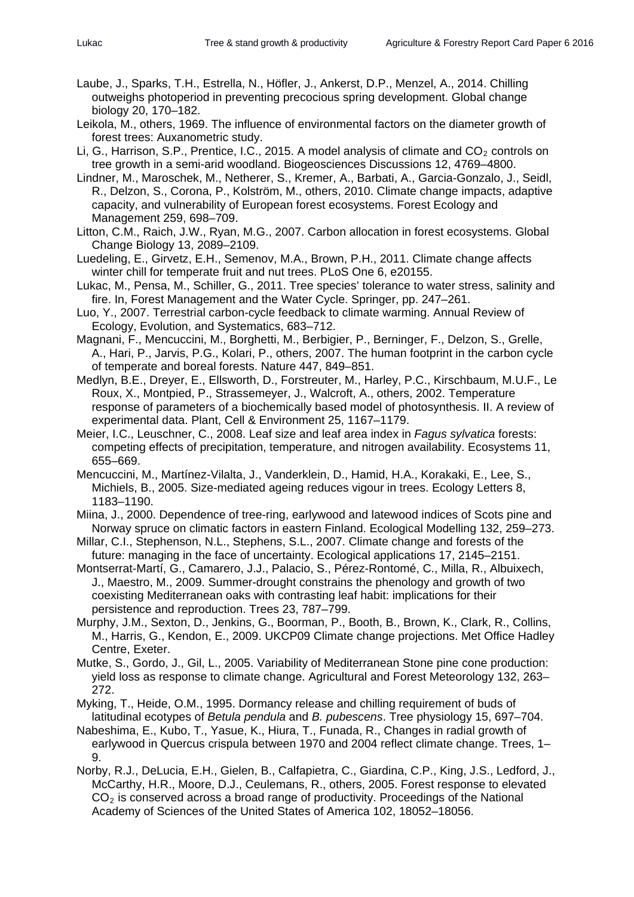Laube, J., Sparks, T.H., Estrella, N., Höfler, J., Ankerst, D.P., Menzel, A., 2014. Chilling outweighs photoperiod in preventing precocious spring development. Global change biology 20, 170–182.

Leikola, M., others, 1969. The influence of environmental factors on the diameter growth of forest trees: Auxanometric study.

Li, G., Harrison, S.P., Prentice, I.C., 2015. A model analysis of climate and $CO_2$ controls on tree growth in a semi-arid woodland. Biogeosciences Discussions 12, 4769–4800.

Lindner, M., Maroschek, M., Netherer, S., Kremer, A., Barbati, A., Garcia-Gonzalo, J., Seidl, R., Delzon, S., Corona, P., Kolström, M., others, 2010. Climate change impacts, adaptive capacity, and vulnerability of European forest ecosystems. Forest Ecology and Management 259, 698–709.

Litton, C.M., Raich, J.W., Ryan, M.G., 2007. Carbon allocation in forest ecosystems. Global Change Biology 13, 2089–2109.

Luedeling, E., Girvetz, E.H., Semenov, M.A., Brown, P.H., 2011. Climate change affects winter chill for temperate fruit and nut trees. PLoS One 6, e20155.

Lukac, M., Pensa, M., Schiller, G., 2011. Tree species' tolerance to water stress, salinity and fire. In, Forest Management and the Water Cycle. Springer, pp. 247–261.

Luo, Y., 2007. Terrestrial carbon-cycle feedback to climate warming. Annual Review of Ecology, Evolution, and Systematics, 683–712.

Magnani, F., Mencuccini, M., Borghetti, M., Berbigier, P., Berninger, F., Delzon, S., Grelle, A., Hari, P., Jarvis, P.G., Kolari, P., others, 2007. The human footprint in the carbon cycle of temperate and boreal forests. Nature 447, 849–851.

Medlyn, B.E., Dreyer, E., Ellsworth, D., Forstreuter, M., Harley, P.C., Kirschbaum, M.U.F., Le Roux, X., Montpied, P., Strassemeyer, J., Walcroft, A., others, 2002. Temperature response of parameters of a biochemically based model of photosynthesis. II. A review of experimental data. Plant, Cell & Environment 25, 1167–1179.

Meier, I.C., Leuschner, C., 2008. Leaf size and leaf area index in *Fagus sylvatica* forests: competing effects of precipitation, temperature, and nitrogen availability. Ecosystems 11, 655–669.

Mencuccini, M., Martínez-Vilalta, J., Vanderklein, D., Hamid, H.A., Korakaki, E., Lee, S., Michiels, B., 2005. Size-mediated ageing reduces vigour in trees. Ecology Letters 8, 1183–1190.

Miina, J., 2000. Dependence of tree-ring, earlywood and latewood indices of Scots pine and Norway spruce on climatic factors in eastern Finland. Ecological Modelling 132, 259–273.

Millar, C.I., Stephenson, N.L., Stephens, S.L., 2007. Climate change and forests of the future: managing in the face of uncertainty. Ecological applications 17, 2145–2151.

Montserrat-Martí, G., Camarero, J.J., Palacio, S., Pérez-Rontomé, C., Milla, R., Albuixech, J., Maestro, M., 2009. Summer-drought constrains the phenology and growth of two coexisting Mediterranean oaks with contrasting leaf habit: implications for their persistence and reproduction. Trees 23, 787–799.

Murphy, J.M., Sexton, D., Jenkins, G., Boorman, P., Booth, B., Brown, K., Clark, R., Collins, M., Harris, G., Kendon, E., 2009. UKCP09 Climate change projections. Met Office Hadley Centre, Exeter.

Mutke, S., Gordo, J., Gil, L., 2005. Variability of Mediterranean Stone pine cone production: yield loss as response to climate change. Agricultural and Forest Meteorology 132, 263–272.

Myking, T., Heide, O.M., 1995. Dormancy release and chilling requirement of buds of latitudinal ecotypes of *Betula pendula* and *B. pubescens*. Tree physiology 15, 697–704.

Nabeshima, E., Kubo, T., Yasue, K., Hiura, T., Funada, R., Changes in radial growth of earlywood in Quercus crispula between 1970 and 2004 reflect climate change. Trees, 1–9.

Norby, R.J., DeLucia, E.H., Gielen, B., Calfapietra, C., Giardina, C.P., King, J.S., Ledford, J., McCarthy, H.R., Moore, D.J., Ceulemans, R., others, 2005. Forest response to elevated $CO_2$ is conserved across a broad range of productivity. Proceedings of the National Academy of Sciences of the United States of America 102, 18052–18056.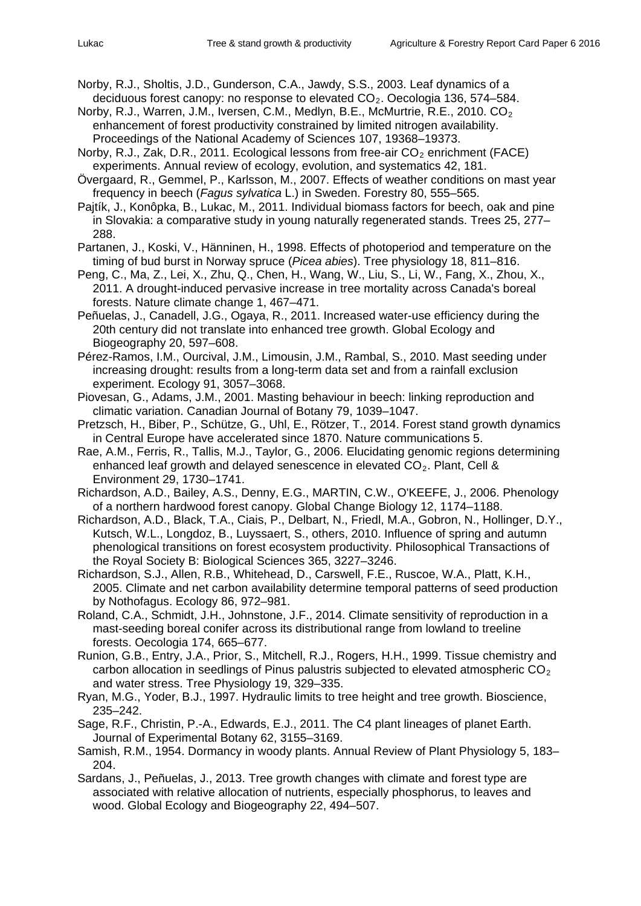Norby, R.J., Sholtis, J.D., Gunderson, C.A., Jawdy, S.S., 2003. Leaf dynamics of a deciduous forest canopy: no response to elevated $CO_2$. Oecologia 136, 574–584.

Norby, R.J., Warren, J.M., Iversen, C.M., Medlyn, B.E., McMurtrie, R.E., 2010. $CO_2$ enhancement of forest productivity constrained by limited nitrogen availability. Proceedings of the National Academy of Sciences 107, 19368–19373.

Norby, R.J., Zak, D.R., 2011. Ecological lessons from free-air $CO_2$ enrichment (FACE) experiments. Annual review of ecology, evolution, and systematics 42, 181.

Övergaard, R., Gemmel, P., Karlsson, M., 2007. Effects of weather conditions on mast year frequency in beech (*Fagus sylvatica* L.) in Sweden. Forestry 80, 555–565.

Pajtík, J., Konôpka, B., Lukac, M., 2011. Individual biomass factors for beech, oak and pine in Slovakia: a comparative study in young naturally regenerated stands. Trees 25, 277–288.

Partanen, J., Koski, V., Hänninen, H., 1998. Effects of photoperiod and temperature on the timing of bud burst in Norway spruce (*Picea abies*). Tree physiology 18, 811–816.

Peng, C., Ma, Z., Lei, X., Zhu, Q., Chen, H., Wang, W., Liu, S., Li, W., Fang, X., Zhou, X., 2011. A drought-induced pervasive increase in tree mortality across Canada's boreal forests. Nature climate change 1, 467–471.

Peñuelas, J., Canadell, J.G., Ogaya, R., 2011. Increased water-use efficiency during the 20th century did not translate into enhanced tree growth. Global Ecology and Biogeography 20, 597–608.

Pérez-Ramos, I.M., Ourcival, J.M., Limousin, J.M., Rambal, S., 2010. Mast seeding under increasing drought: results from a long-term data set and from a rainfall exclusion experiment. Ecology 91, 3057–3068.

Piovesan, G., Adams, J.M., 2001. Masting behaviour in beech: linking reproduction and climatic variation. Canadian Journal of Botany 79, 1039–1047.

Pretzsch, H., Biber, P., Schütze, G., Uhl, E., Rötzer, T., 2014. Forest stand growth dynamics in Central Europe have accelerated since 1870. Nature communications 5.

Rae, A.M., Ferris, R., Tallis, M.J., Taylor, G., 2006. Elucidating genomic regions determining enhanced leaf growth and delayed senescence in elevated $CO_2$. Plant, Cell & Environment 29, 1730–1741.

Richardson, A.D., Bailey, A.S., Denny, E.G., MARTIN, C.W., O'KEEFE, J., 2006. Phenology of a northern hardwood forest canopy. Global Change Biology 12, 1174–1188.

Richardson, A.D., Black, T.A., Ciais, P., Delbart, N., Friedl, M.A., Gobron, N., Hollinger, D.Y., Kutsch, W.L., Longdoz, B., Luyssaert, S., others, 2010. Influence of spring and autumn phenological transitions on forest ecosystem productivity. Philosophical Transactions of the Royal Society B: Biological Sciences 365, 3227–3246.

Richardson, S.J., Allen, R.B., Whitehead, D., Carswell, F.E., Ruscoe, W.A., Platt, K.H., 2005. Climate and net carbon availability determine temporal patterns of seed production by Nothofagus. Ecology 86, 972–981.

Roland, C.A., Schmidt, J.H., Johnstone, J.F., 2014. Climate sensitivity of reproduction in a mast-seeding boreal conifer across its distributional range from lowland to treeline forests. Oecologia 174, 665–677.

Runion, G.B., Entry, J.A., Prior, S., Mitchell, R.J., Rogers, H.H., 1999. Tissue chemistry and carbon allocation in seedlings of Pinus palustris subjected to elevated atmospheric $CO_2$ and water stress. Tree Physiology 19, 329–335.

Ryan, M.G., Yoder, B.J., 1997. Hydraulic limits to tree height and tree growth. Bioscience, 235–242.

Sage, R.F., Christin, P.-A., Edwards, E.J., 2011. The C4 plant lineages of planet Earth. Journal of Experimental Botany 62, 3155–3169.

Samish, R.M., 1954. Dormancy in woody plants. Annual Review of Plant Physiology 5, 183–204.

Sardans, J., Peñuelas, J., 2013. Tree growth changes with climate and forest type are associated with relative allocation of nutrients, especially phosphorus, to leaves and wood. Global Ecology and Biogeography 22, 494–507.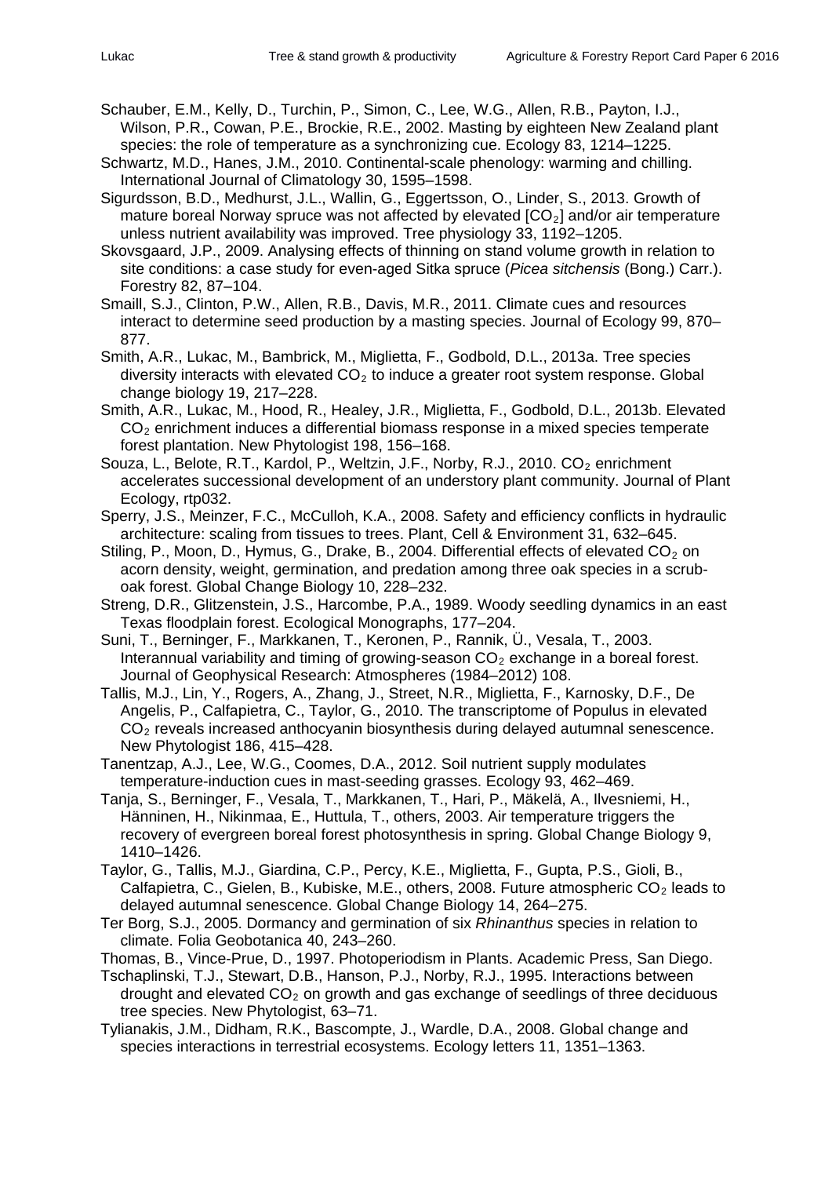Schauber, E.M., Kelly, D., Turchin, P., Simon, C., Lee, W.G., Allen, R.B., Payton, I.J., Wilson, P.R., Cowan, P.E., Brockie, R.E., 2002. Masting by eighteen New Zealand plant species: the role of temperature as a synchronizing cue. Ecology 83, 1214–1225.

Schwartz, M.D., Hanes, J.M., 2010. Continental-scale phenology: warming and chilling. International Journal of Climatology 30, 1595–1598.

Sigurdsson, B.D., Medhurst, J.L., Wallin, G., Eggertsson, O., Linder, S., 2013. Growth of mature boreal Norway spruce was not affected by elevated [$CO_2$] and/or air temperature unless nutrient availability was improved. Tree physiology 33, 1192–1205.

Skovsgaard, J.P., 2009. Analysing effects of thinning on stand volume growth in relation to site conditions: a case study for even-aged Sitka spruce (*Picea sitchensis* (Bong.) Carr.). Forestry 82, 87–104.

Smaill, S.J., Clinton, P.W., Allen, R.B., Davis, M.R., 2011. Climate cues and resources interact to determine seed production by a masting species. Journal of Ecology 99, 870–877.

Smith, A.R., Lukac, M., Bambrick, M., Miglietta, F., Godbold, D.L., 2013a. Tree species diversity interacts with elevated $CO_2$ to induce a greater root system response. Global change biology 19, 217–228.

Smith, A.R., Lukac, M., Hood, R., Healey, J.R., Miglietta, F., Godbold, D.L., 2013b. Elevated $CO_2$ enrichment induces a differential biomass response in a mixed species temperate forest plantation. New Phytologist 198, 156–168.

Souza, L., Belote, R.T., Kardol, P., Weltzin, J.F., Norby, R.J., 2010. $CO_2$ enrichment accelerates successional development of an understory plant community. Journal of Plant Ecology, rtp032.

Sperry, J.S., Meinzer, F.C., McCulloh, K.A., 2008. Safety and efficiency conflicts in hydraulic architecture: scaling from tissues to trees. Plant, Cell & Environment 31, 632–645.

Stiling, P., Moon, D., Hymus, G., Drake, B., 2004. Differential effects of elevated $CO_2$ on acorn density, weight, germination, and predation among three oak species in a scrub-oak forest. Global Change Biology 10, 228–232.

Streng, D.R., Glitzenstein, J.S., Harcombe, P.A., 1989. Woody seedling dynamics in an east Texas floodplain forest. Ecological Monographs, 177–204.

Suni, T., Berninger, F., Markkanen, T., Keronen, P., Rannik, Ü., Vesala, T., 2003. Interannual variability and timing of growing-season $CO_2$ exchange in a boreal forest. Journal of Geophysical Research: Atmospheres (1984–2012) 108.

Tallis, M.J., Lin, Y., Rogers, A., Zhang, J., Street, N.R., Miglietta, F., Karnosky, D.F., De Angelis, P., Calfapietra, C., Taylor, G., 2010. The transcriptome of Populus in elevated $CO_2$ reveals increased anthocyanin biosynthesis during delayed autumnal senescence. New Phytologist 186, 415–428.

Tanentzap, A.J., Lee, W.G., Coomes, D.A., 2012. Soil nutrient supply modulates temperature-induction cues in mast-seeding grasses. Ecology 93, 462–469.

Tanja, S., Berninger, F., Vesala, T., Markkanen, T., Hari, P., Mäkelä, A., Ilvesniemi, H., Hänninen, H., Nikinmaa, E., Huttula, T., others, 2003. Air temperature triggers the recovery of evergreen boreal forest photosynthesis in spring. Global Change Biology 9, 1410–1426.

Taylor, G., Tallis, M.J., Giardina, C.P., Percy, K.E., Miglietta, F., Gupta, P.S., Gioli, B., Calfapietra, C., Gielen, B., Kubiske, M.E., others, 2008. Future atmospheric $CO_2$ leads to delayed autumnal senescence. Global Change Biology 14, 264–275.

Ter Borg, S.J., 2005. Dormancy and germination of six *Rhinanthus* species in relation to climate. Folia Geobotanica 40, 243–260.

Thomas, B., Vince-Prue, D., 1997. Photoperiodism in Plants. Academic Press, San Diego.

Tschaplinski, T.J., Stewart, D.B., Hanson, P.J., Norby, R.J., 1995. Interactions between drought and elevated $CO_2$ on growth and gas exchange of seedlings of three deciduous tree species. New Phytologist, 63–71.

Tylianakis, J.M., Didham, R.K., Bascompte, J., Wardle, D.A., 2008. Global change and species interactions in terrestrial ecosystems. Ecology letters 11, 1351–1363.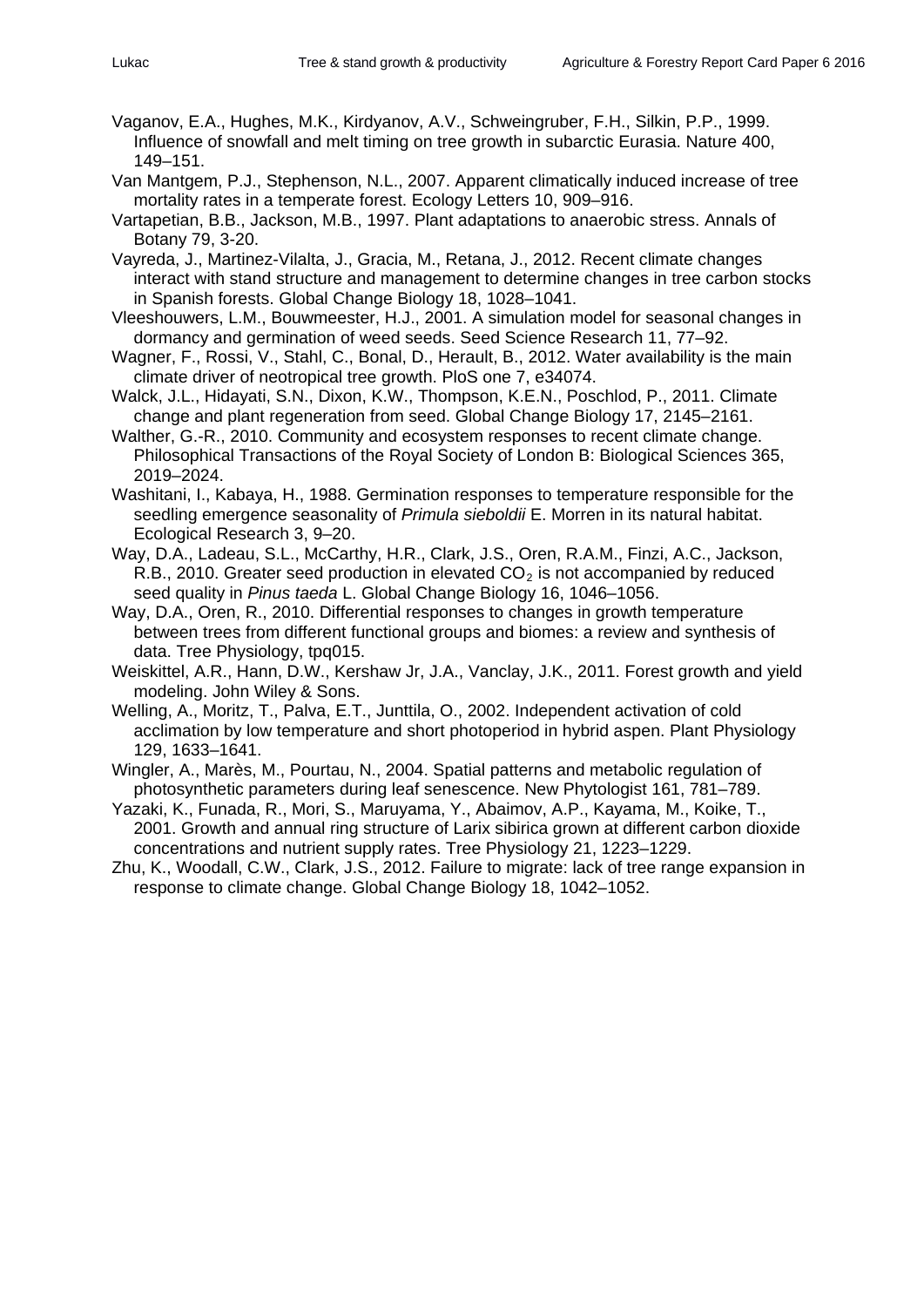Vaganov, E.A., Hughes, M.K., Kirdyanov, A.V., Schweingruber, F.H., Silkin, P.P., 1999. Influence of snowfall and melt timing on tree growth in subarctic Eurasia. Nature 400, 149–151.

Van Mantgem, P.J., Stephenson, N.L., 2007. Apparent climatically induced increase of tree mortality rates in a temperate forest. Ecology Letters 10, 909–916.

Vartapetian, B.B., Jackson, M.B., 1997. Plant adaptations to anaerobic stress. Annals of Botany 79, 3-20.

Vayreda, J., Martinez-Vilalta, J., Gracia, M., Retana, J., 2012. Recent climate changes interact with stand structure and management to determine changes in tree carbon stocks in Spanish forests. Global Change Biology 18, 1028–1041.

Vleeshouwers, L.M., Bouwmeester, H.J., 2001. A simulation model for seasonal changes in dormancy and germination of weed seeds. Seed Science Research 11, 77–92.

Wagner, F., Rossi, V., Stahl, C., Bonal, D., Herault, B., 2012. Water availability is the main climate driver of neotropical tree growth. PloS one 7, e34074.

Walck, J.L., Hidayati, S.N., Dixon, K.W., Thompson, K.E.N., Poschlod, P., 2011. Climate change and plant regeneration from seed. Global Change Biology 17, 2145–2161.

Walther, G.-R., 2010. Community and ecosystem responses to recent climate change. Philosophical Transactions of the Royal Society of London B: Biological Sciences 365, 2019–2024.

Washitani, I., Kabaya, H., 1988. Germination responses to temperature responsible for the seedling emergence seasonality of *Primula sieboldii* E. Morren in its natural habitat. Ecological Research 3, 9–20.

Way, D.A., Ladeau, S.L., McCarthy, H.R., Clark, J.S., Oren, R.A.M., Finzi, A.C., Jackson, R.B., 2010. Greater seed production in elevated $CO_2$ is not accompanied by reduced seed quality in *Pinus taeda* L. Global Change Biology 16, 1046–1056.

Way, D.A., Oren, R., 2010. Differential responses to changes in growth temperature between trees from different functional groups and biomes: a review and synthesis of data. Tree Physiology, tpq015.

Weiskittel, A.R., Hann, D.W., Kershaw Jr, J.A., Vanclay, J.K., 2011. Forest growth and yield modeling. John Wiley & Sons.

Welling, A., Moritz, T., Palva, E.T., Junttila, O., 2002. Independent activation of cold acclimation by low temperature and short photoperiod in hybrid aspen. Plant Physiology 129, 1633–1641.

Wingler, A., Marès, M., Pourtau, N., 2004. Spatial patterns and metabolic regulation of photosynthetic parameters during leaf senescence. New Phytologist 161, 781–789.

Yazaki, K., Funada, R., Mori, S., Maruyama, Y., Abaimov, A.P., Kayama, M., Koike, T., 2001. Growth and annual ring structure of Larix sibirica grown at different carbon dioxide concentrations and nutrient supply rates. Tree Physiology 21, 1223–1229.

Zhu, K., Woodall, C.W., Clark, J.S., 2012. Failure to migrate: lack of tree range expansion in response to climate change. Global Change Biology 18, 1042–1052.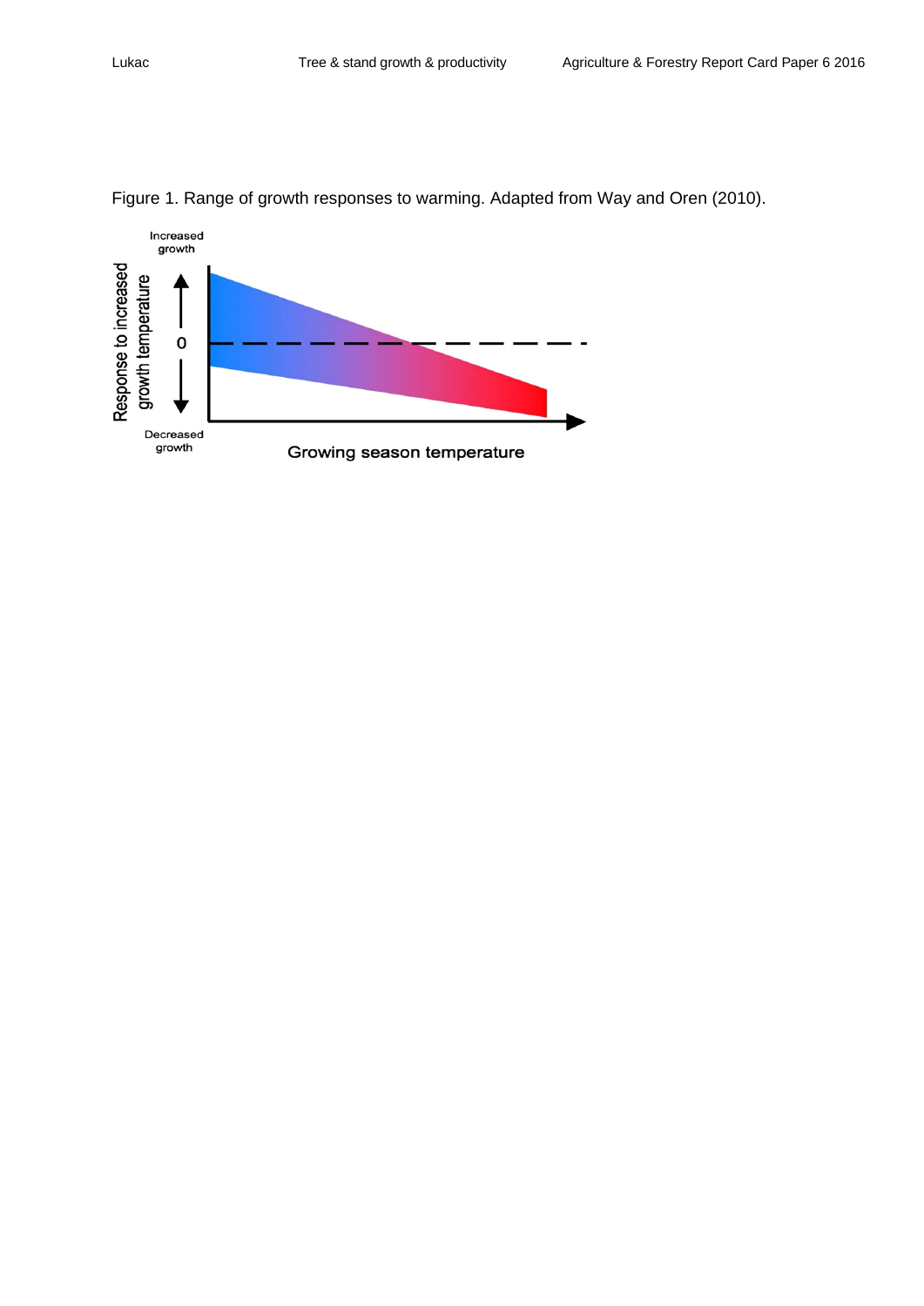Figure 1. Range of growth responses to warming. Adapted from Way and Oren (2010).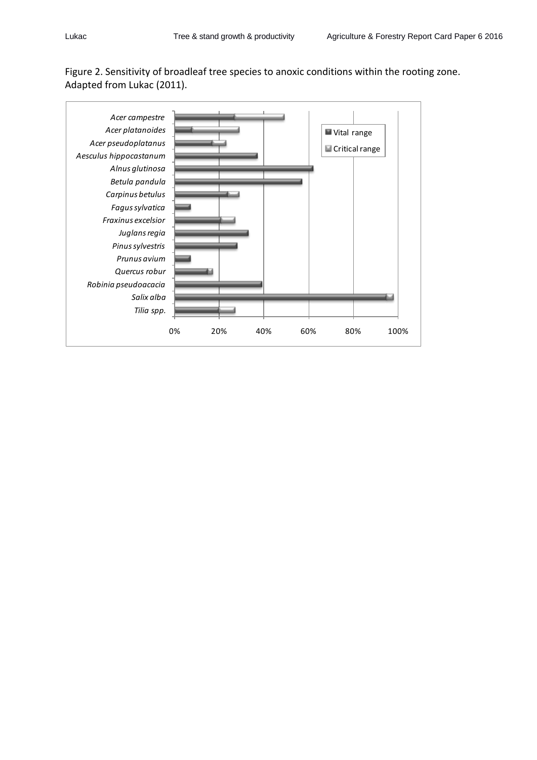Figure 2. Sensitivity of broadleaf tree species to anoxic conditions within the rooting zone. Adapted from Lukac (2011).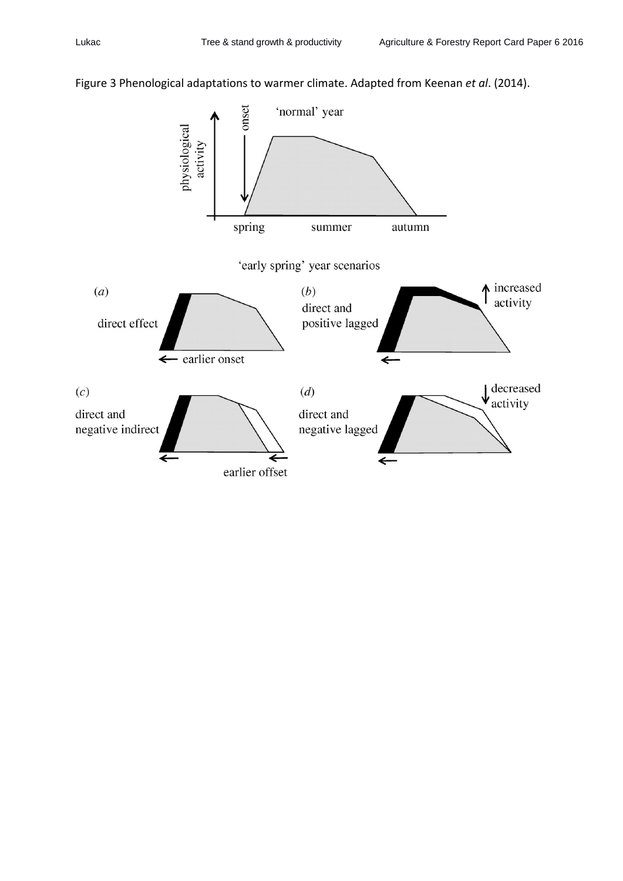Figure 3 Phenological adaptations to warmer climate. Adapted from Keenan *et al*. (2014).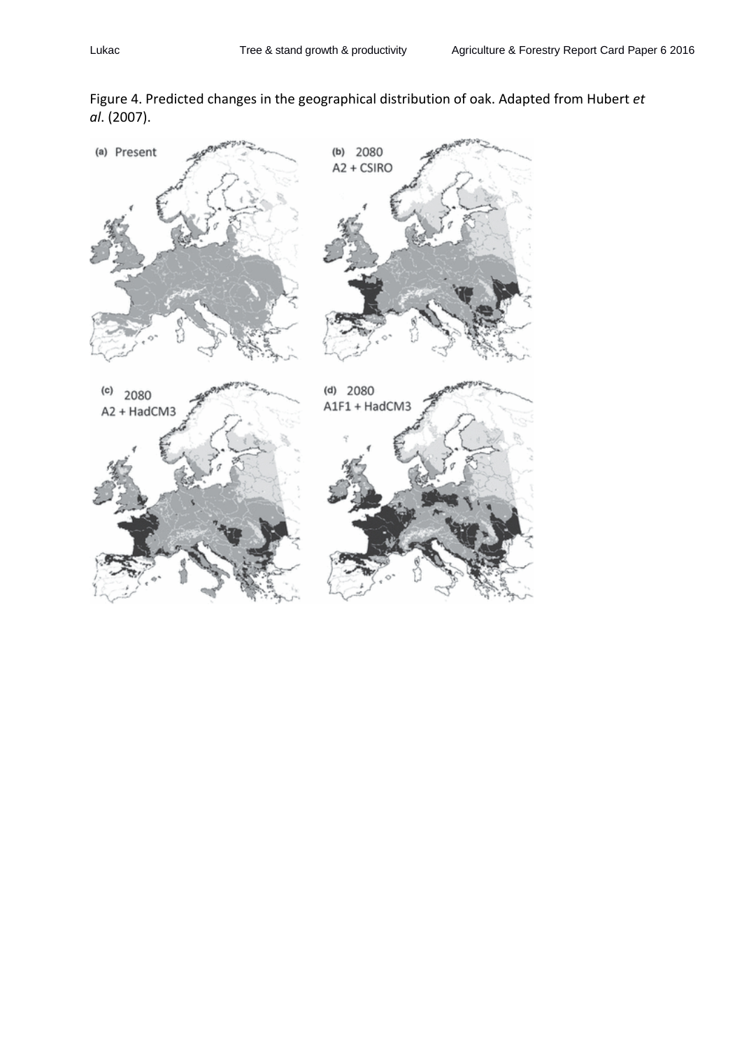Figure 4. Predicted changes in the geographical distribution of oak. Adapted from Hubert *et al*. (2007).

(a) Present

(b) 2080
A2 + CSIRO

(c) 2080
A2 + HadCM3

(d) 2080
A1F1 + HadCM3